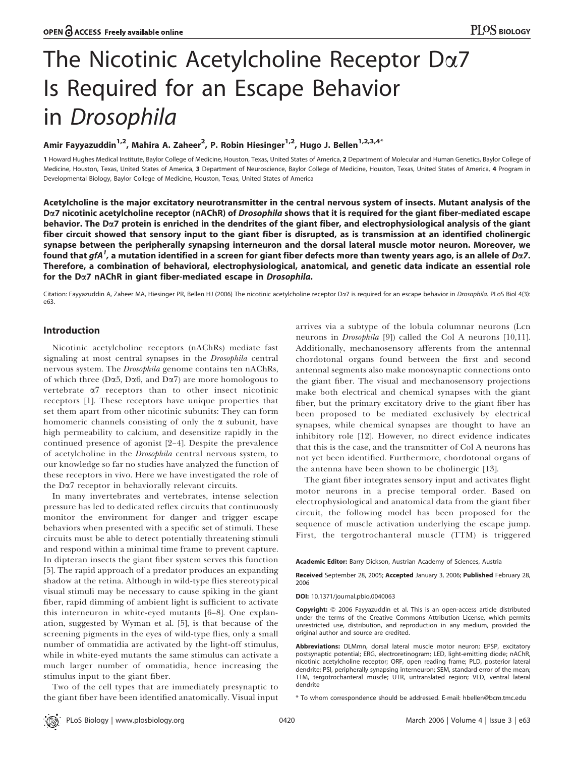# The Nicotinic Acetylcholine Receptor Dα7 Is Required for an Escape Behavior in *Drosophila*

Amir Fayyazuddin[1,2], Mahira A. Zaheer[2], P. Robin Hiesinger[1,2], Hugo J. Bellen[1,2,3,4*]

1 Howard Hughes Medical Institute, Baylor College of Medicine, Houston, Texas, United States of America, 2 Department of Molecular and Human Genetics, Baylor College of Medicine, Houston, Texas, United States of America, 3 Department of Neuroscience, Baylor College of Medicine, Houston, Texas, United States of America, 4 Program in Developmental Biology, Baylor College of Medicine, Houston, Texas, United States of America

**Acetylcholine is the major excitatory neurotransmitter in the central nervous system of insects. Mutant analysis of the Dα7 nicotinic acetylcholine receptor (nAChR) of *Drosophila* shows that it is required for the giant fiber-mediated escape behavior. The Dα7 protein is enriched in the dendrites of the giant fiber, and electrophysiological analysis of the giant fiber circuit showed that sensory input to the giant fiber is disrupted, as is transmission at an identified cholinergic synapse between the peripherally synapsing interneuron and the dorsal lateral muscle motor neuron. Moreover, we found that *gfA[1]*, a mutation identified in a screen for giant fiber defects more than twenty years ago, is an allele of *Dα7*. Therefore, a combination of behavioral, electrophysiological, anatomical, and genetic data indicate an essential role for the Dα7 nAChR in giant fiber-mediated escape in *Drosophila*.**

Citation: Fayyazuddin A, Zaheer MA, Hiesinger PR, Bellen HJ (2006) The nicotinic acetylcholine receptor Dα7 is required for an escape behavior in *Drosophila*. PLoS Biol 4(3): e63.

## Introduction

Nicotinic acetylcholine receptors (nAChRs) mediate fast signaling at most central synapses in the *Drosophila* central nervous system. The *Drosophila* genome contains ten nAChRs, of which three (Dα5, Dα6, and Dα7) are more homologous to vertebrate α7 receptors than to other insect nicotinic receptors [1]. These receptors have unique properties that set them apart from other nicotinic subunits: They can form homomeric channels consisting of only the α subunit, have high permeability to calcium, and desensitize rapidly in the continued presence of agonist [2–4]. Despite the prevalence of acetylcholine in the *Drosophila* central nervous system, to our knowledge so far no studies have analyzed the function of these receptors in vivo. Here we have investigated the role of the Dα7 receptor in behaviorally relevant circuits.

In many invertebrates and vertebrates, intense selection pressure has led to dedicated reflex circuits that continuously monitor the environment for danger and trigger escape behaviors when presented with a specific set of stimuli. These circuits must be able to detect potentially threatening stimuli and respond within a minimal time frame to prevent capture. In dipteran insects the giant fiber system serves this function [5]. The rapid approach of a predator produces an expanding shadow at the retina. Although in wild-type flies stereotypical visual stimuli may be necessary to cause spiking in the giant fiber, rapid dimming of ambient light is sufficient to activate this interneuron in white-eyed mutants [6–8]. One explanation, suggested by Wyman et al. [5], is that because of the screening pigments in the eyes of wild-type flies, only a small number of ommatidia are activated by the light-off stimulus, while in white-eyed mutants the same stimulus can activate a much larger number of ommatidia, hence increasing the stimulus input to the giant fiber.

Two of the cell types that are immediately presynaptic to the giant fiber have been identified anatomically. Visual input arrives via a subtype of the lobula columnar neurons (Lcn neurons in *Drosophila* [9]) called the Col A neurons [10,11]. Additionally, mechanosensory afferents from the antennal chordotonal organs found between the first and second antennal segments also make monosynaptic connections onto the giant fiber. The visual and mechanosensory projections make both electrical and chemical synapses with the giant fiber, but the primary excitatory drive to the giant fiber has been proposed to be mediated exclusively by electrical synapses, while chemical synapses are thought to have an inhibitory role [12]. However, no direct evidence indicates that this is the case, and the transmitter of Col A neurons has not yet been identified. Furthermore, chordotonal organs of the antenna have been shown to be cholinergic [13].

The giant fiber integrates sensory input and activates flight motor neurons in a precise temporal order. Based on electrophysiological and anatomical data from the giant fiber circuit, the following model has been proposed for the sequence of muscle activation underlying the escape jump. First, the tergotrochanteral muscle (TTM) is triggered

**Academic Editor:** Barry Dickson, Austrian Academy of Sciences, Austria

**Received** September 28, 2005; **Accepted** January 3, 2006; **Published** February 28, 2006

**DOI:** 10.1371/journal.pbio.0040063

**Copyright:** © 2006 Fayyazuddin et al. This is an open-access article distributed under the terms of the Creative Commons Attribution License, which permits unrestricted use, distribution, and reproduction in any medium, provided the original author and source are credited.

**Abbreviations:** DLMmn, dorsal lateral muscle motor neuron; EPSP, excitatory postsynaptic potential; ERG, electroretinogram; LED, light-emitting diode; nAChR, nicotinic acetylcholine receptor; ORF, open reading frame; PLD, posterior lateral dendrite; PSI, peripherally synapsing interneuron; SEM, standard error of the mean; TTM, tergotrochanteral muscle; UTR, untranslated region; VLD, ventral lateral dendrite

\* To whom correspondence should be addressed. E-mail: hbellen@bcm.tmc.edu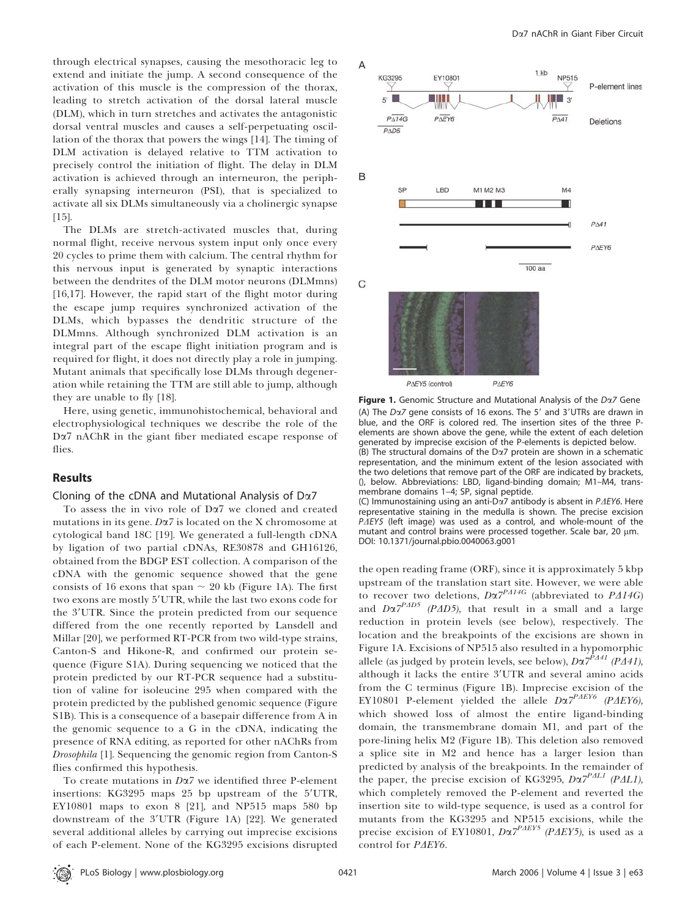through electrical synapses, causing the mesothoracic leg to extend and initiate the jump. A second consequence of the activation of this muscle is the compression of the thorax, leading to stretch activation of the dorsal lateral muscle (DLM), which in turn stretches and activates the antagonistic dorsal ventral muscles and causes a self-perpetuating oscillation of the thorax that powers the wings [14]. The timing of DLM activation is delayed relative to TTM activation to precisely control the initiation of flight. The delay in DLM activation is achieved through an interneuron, the peripherally synapsing interneuron (PSI), that is specialized to activate all six DLMs simultaneously via a cholinergic synapse [15].

The DLMs are stretch-activated muscles that, during normal flight, receive nervous system input only once every 20 cycles to prime them with calcium. The central rhythm for this nervous input is generated by synaptic interactions between the dendrites of the DLM motor neurons (DLMmns) [16,17]. However, the rapid start of the flight motor during the escape jump requires synchronized activation of the DLMs, which bypasses the dendritic structure of the DLMmns. Although synchronized DLM activation is an integral part of the escape flight initiation program and is required for flight, it does not directly play a role in jumping. Mutant animals that specifically lose DLMs through degeneration while retaining the TTM are still able to jump, although they are unable to fly [18].

Here, using genetic, immunohistochemical, behavioral and electrophysiological techniques we describe the role of the Dα7 nAChR in the giant fiber mediated escape response of flies.

## Results

### Cloning of the cDNA and Mutational Analysis of Dα7

To assess the in vivo role of Dα7 we cloned and created mutations in its gene. *Dα7* is located on the X chromosome at cytological band 18C [19]. We generated a full-length cDNA by ligation of two partial cDNAs, RE30878 and GH16126, obtained from the BDGP EST collection. A comparison of the cDNA with the genomic sequence showed that the gene consists of 16 exons that span ~ 20 kb (Figure 1A). The first two exons are mostly 5′UTR, while the last two exons code for the 3′UTR. Since the protein predicted from our sequence differed from the one recently reported by Lansdell and Millar [20], we performed RT-PCR from two wild-type strains, Canton-S and Hikone-R, and confirmed our protein sequence (Figure S1A). During sequencing we noticed that the protein predicted by our RT-PCR sequence had a substitution of valine for isoleucine 295 when compared with the protein predicted by the published genomic sequence (Figure S1B). This is a consequence of a basepair difference from A in the genomic sequence to a G in the cDNA, indicating the presence of RNA editing, as reported for other nAChRs from *Drosophila* [1]. Sequencing the genomic region from Canton-S flies confirmed this hypothesis.

To create mutations in *Dα7* we identified three P-element insertions: KG3295 maps 25 bp upstream of the 5′UTR, EY10801 maps to exon 8 [21], and NP515 maps 580 bp downstream of the 3′UTR (Figure 1A) [22]. We generated several additional alleles by carrying out imprecise excisions of each P-element. None of the KG3295 excisions disrupted the open reading frame (ORF), since it is approximately 5 kbp upstream of the translation start site. However, we were able to recover two deletions, $D\alpha7^{P\Delta 14G}$ (abbreviated to *PΔ14G*) and $D\alpha7^{P\Delta D5}$ (*PΔD5*), that result in a small and a large reduction in protein levels (see below), respectively. The location and the breakpoints of the excisions are shown in Figure 1A. Excisions of NP515 also resulted in a hypomorphic allele (as judged by protein levels, see below), $D\alpha7^{P\Delta 41}$ (*PΔ41*), although it lacks the entire 3′UTR and several amino acids from the C terminus (Figure 1B). Imprecise excision of the EY10801 P-element yielded the allele $D\alpha7^{P\Delta EY6}$ (*PΔEY6*), which showed loss of almost the entire ligand-binding domain, the transmembrane domain M1, and part of the pore-lining helix M2 (Figure 1B). This deletion also removed a splice site in M2 and hence has a larger lesion than predicted by analysis of the breakpoints. In the remainder of the paper, the precise excision of KG3295, $D\alpha7^{P\Delta L1}$ (*PΔL1*), which completely removed the P-element and reverted the insertion site to wild-type sequence, is used as a control for mutants from the KG3295 and NP515 excisions, while the precise excision of EY10801, $D\alpha7^{P\Delta EY5}$ (*PΔEY5*), is used as a control for *PΔEY6*.

**Figure 1.** Genomic Structure and Mutational Analysis of the *Dα7* Gene

(A) The *Dα7* gene consists of 16 exons. The 5′ and 3′UTRs are drawn in blue, and the ORF is colored red. The insertion sites of the three P-elements are shown above the gene, while the extent of each deletion generated by imprecise excision of the P-elements is depicted below.

(B) The structural domains of the Dα7 protein are shown in a schematic representation, and the minimum extent of the lesion associated with the two deletions that remove part of the ORF are indicated by brackets, (), below. Abbreviations: LBD, ligand-binding domain; M1–M4, transmembrane domains 1–4; SP, signal peptide.

(C) Immunostaining using an anti-Dα7 antibody is absent in *PΔEY6*. Here representative staining in the medulla is shown. The precise excision *PΔEY5* (left image) was used as a control, and whole-mount of the mutant and control brains were processed together. Scale bar, 20 μm.

DOI: 10.1371/journal.pbio.0040063.g001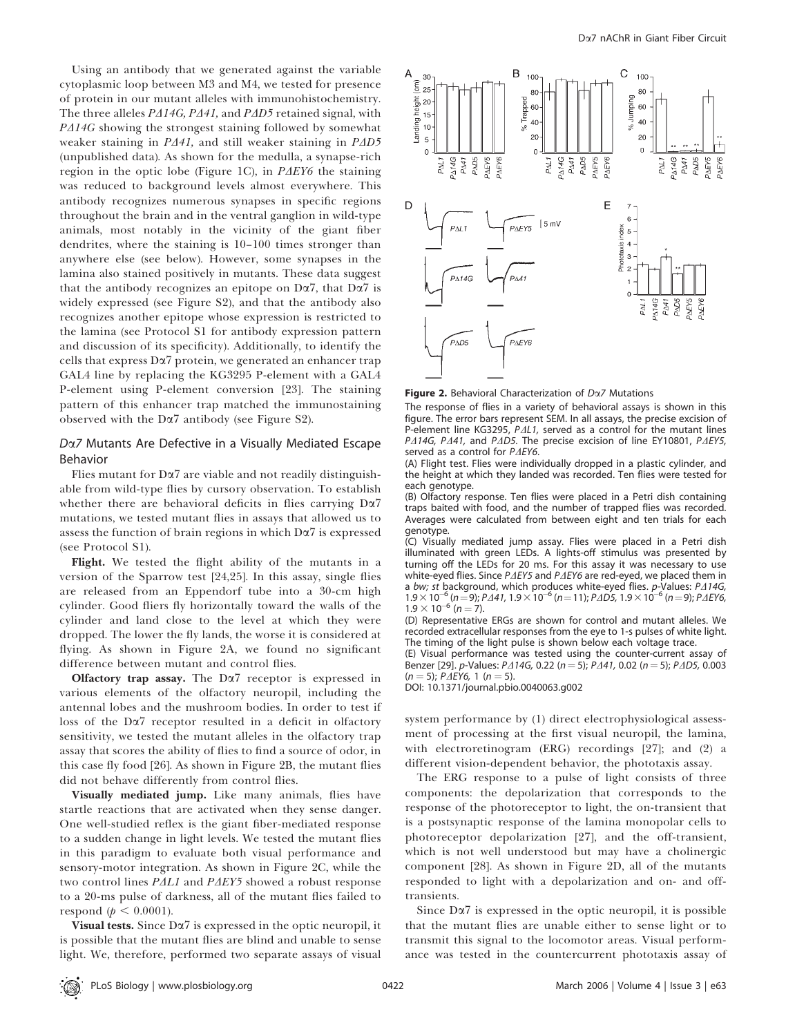Using an antibody that we generated against the variable cytoplasmic loop between M3 and M4, we tested for presence of protein in our mutant alleles with immunohistochemistry. The three alleles *PΔ14G, PΔ41,* and *PΔD5* retained signal, with *PΔ14G* showing the strongest staining followed by somewhat weaker staining in *PΔ41*, and still weaker staining in *PΔD5* (unpublished data). As shown for the medulla, a synapse-rich region in the optic lobe (Figure 1C), in *PΔEY6* the staining was reduced to background levels almost everywhere. This antibody recognizes numerous synapses in specific regions throughout the brain and in the ventral ganglion in wild-type animals, most notably in the vicinity of the giant fiber dendrites, where the staining is 10–100 times stronger than anywhere else (see below). However, some synapses in the lamina also stained positively in mutants. These data suggest that the antibody recognizes an epitope on Dα7, that Dα7 is widely expressed (see Figure S2), and that the antibody also recognizes another epitope whose expression is restricted to the lamina (see Protocol S1 for antibody expression pattern and discussion of its specificity). Additionally, to identify the cells that express Dα7 protein, we generated an enhancer trap GAL4 line by replacing the KG3295 P-element with a GAL4 P-element using P-element conversion [23]. The staining pattern of this enhancer trap matched the immunostaining observed with the Dα7 antibody (see Figure S2).

## *Dα7* Mutants Are Defective in a Visually Mediated Escape Behavior

Flies mutant for Dα7 are viable and not readily distinguishable from wild-type flies by cursory observation. To establish whether there are behavioral deficits in flies carrying Dα7 mutations, we tested mutant flies in assays that allowed us to assess the function of brain regions in which Dα7 is expressed (see Protocol S1).

**Flight.** We tested the flight ability of the mutants in a version of the Sparrow test [24,25]. In this assay, single flies are released from an Eppendorf tube into a 30-cm high cylinder. Good fliers fly horizontally toward the walls of the cylinder and land close to the level at which they were dropped. The lower the fly lands, the worse it is considered at flying. As shown in Figure 2A, we found no significant difference between mutant and control flies.

**Olfactory trap assay.** The Dα7 receptor is expressed in various elements of the olfactory neuropil, including the antennal lobes and the mushroom bodies. In order to test if loss of the Dα7 receptor resulted in a deficit in olfactory sensitivity, we tested the mutant alleles in the olfactory trap assay that scores the ability of flies to find a source of odor, in this case fly food [26]. As shown in Figure 2B, the mutant flies did not behave differently from control flies.

**Visually mediated jump.** Like many animals, flies have startle reactions that are activated when they sense danger. One well-studied reflex is the giant fiber-mediated response to a sudden change in light levels. We tested the mutant flies in this paradigm to evaluate both visual performance and sensory-motor integration. As shown in Figure 2C, while the two control lines *PΔL1* and *PΔEY5* showed a robust response to a 20-ms pulse of darkness, all of the mutant flies failed to respond ($p < 0.0001$).

**Visual tests.** Since Dα7 is expressed in the optic neuropil, it is possible that the mutant flies are blind and unable to sense light. We, therefore, performed two separate assays of visual system performance by (1) direct electrophysiological assessment of processing at the first visual neuropil, the lamina, with electroretinogram (ERG) recordings [27]; and (2) a different vision-dependent behavior, the phototaxis assay.

The ERG response to a pulse of light consists of three components: the depolarization that corresponds to the response of the photoreceptor to light, the on-transient that is a postsynaptic response of the lamina monopolar cells to photoreceptor depolarization [27], and the off-transient, which is not well understood but may have a cholinergic component [28]. As shown in Figure 2D, all of the mutants responded to light with a depolarization and on- and off-transients.

Since Dα7 is expressed in the optic neuropil, it is possible that the mutant flies are unable either to sense light or to transmit this signal to the locomotor areas. Visual performance was tested in the countercurrent phototaxis assay of

**Figure 2.** Behavioral Characterization of *Dα7* Mutations

The response of flies in a variety of behavioral assays is shown in this figure. The error bars represent SEM. In all assays, the precise excision of P-element line KG3295, *PΔL1*, served as a control for the mutant lines *PΔ14G, PΔ41,* and *PΔD5*. The precise excision of line EY10801, *PΔEY5*, served as a control for *PΔEY6*.

(A) Flight test. Flies were individually dropped in a plastic cylinder, and the height at which they landed was recorded. Ten flies were tested for each genotype.

(B) Olfactory response. Ten flies were placed in a Petri dish containing traps baited with food, and the number of trapped flies was recorded. Averages were calculated from between eight and ten trials for each genotype.

(C) Visually mediated jump assay. Flies were placed in a Petri dish illuminated with green LEDs. A lights-off stimulus was presented by turning off the LEDs for 20 ms. For this assay it was necessary to use white-eyed flies. Since *PΔEY5* and *PΔEY6* are red-eyed, we placed them in a *bw; st* background, which produces white-eyed flies. *p*-Values: *PΔ14G*, $1.9 \times 10^{-6}$ ($n = 9$); *PΔ41*, $1.9 \times 10^{-6}$ ($n = 11$); *PΔD5*, $1.9 \times 10^{-6}$ ($n = 9$); *PΔEY6*, $1.9 \times 10^{-6}$ ($n = 7$).

(D) Representative ERGs are shown for control and mutant alleles. We recorded extracellular responses from the eye to 1-s pulses of white light. The timing of the light pulse is shown below each voltage trace.

(E) Visual performance was tested using the counter-current assay of Benzer [29]. *p*-Values: *PΔ14G*, 0.22 ($n = 5$); *PΔ41*, 0.02 ($n = 5$); *PΔD5*, 0.003 ($n = 5$); *PΔEY6*, 1 ($n = 5$).

DOI: 10.1371/journal.pbio.0040063.g002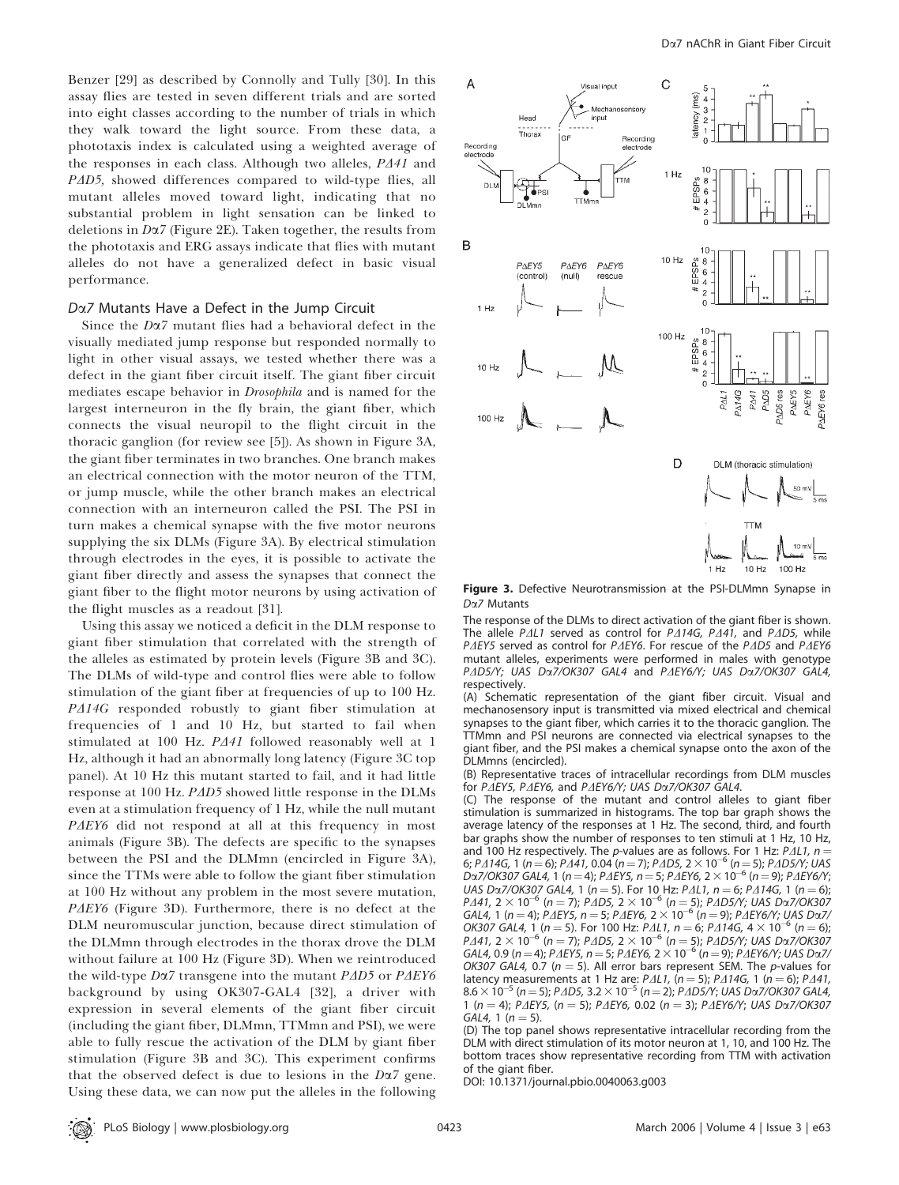Benzer [29] as described by Connolly and Tully [30]. In this assay flies are tested in seven different trials and are sorted into eight classes according to the number of trials in which they walk toward the light source. From these data, a phototaxis index is calculated using a weighted average of the responses in each class. Although two alleles, *PΔ41* and *PΔD5*, showed differences compared to wild-type flies, all mutant alleles moved toward light, indicating that no substantial problem in light sensation can be linked to deletions in *Dα7* (Figure 2E). Taken together, the results from the phototaxis and ERG assays indicate that flies with mutant alleles do not have a generalized defect in basic visual performance.

### *Dα7* Mutants Have a Defect in the Jump Circuit

Since the *Dα7* mutant flies had a behavioral defect in the visually mediated jump response but responded normally to light in other visual assays, we tested whether there was a defect in the giant fiber circuit itself. The giant fiber circuit mediates escape behavior in *Drosophila* and is named for the largest interneuron in the fly brain, the giant fiber, which connects the visual neuropil to the flight circuit in the thoracic ganglion (for review see [5]). As shown in Figure 3A, the giant fiber terminates in two branches. One branch makes an electrical connection with the motor neuron of the TTM, or jump muscle, while the other branch makes an electrical connection with an interneuron called the PSI. The PSI in turn makes a chemical synapse with the five motor neurons supplying the six DLMs (Figure 3A). By electrical stimulation through electrodes in the eyes, it is possible to activate the giant fiber directly and assess the synapses that connect the giant fiber to the flight motor neurons by using activation of the flight muscles as a readout [31].

Using this assay we noticed a deficit in the DLM response to giant fiber stimulation that correlated with the strength of the alleles as estimated by protein levels (Figure 3B and 3C). The DLMs of wild-type and control flies were able to follow stimulation of the giant fiber at frequencies of up to 100 Hz. *PΔ14G* responded robustly to giant fiber stimulation at frequencies of 1 and 10 Hz, but started to fail when stimulated at 100 Hz. *PΔ41* followed reasonably well at 1 Hz, although it had an abnormally long latency (Figure 3C top panel). At 10 Hz this mutant started to fail, and it had little response at 100 Hz. *PΔD5* showed little response in the DLMs even at a stimulation frequency of 1 Hz, while the null mutant *PΔEY6* did not respond at all at this frequency in most animals (Figure 3B). The defects are specific to the synapses between the PSI and the DLMmn (encircled in Figure 3A), since the TTMs were able to follow the giant fiber stimulation at 100 Hz without any problem in the most severe mutation, *PΔEY6* (Figure 3D). Furthermore, there is no defect at the DLM neuromuscular junction, because direct stimulation of the DLMmn through electrodes in the thorax drove the DLM without failure at 100 Hz (Figure 3D). When we reintroduced the wild-type *Dα7* transgene into the mutant *PΔD5* or *PΔEY6* background by using OK307-GAL4 [32], a driver with expression in several elements of the giant fiber circuit (including the giant fiber, DLMmn, TTMmn and PSI), we were able to fully rescue the activation of the DLM by giant fiber stimulation (Figure 3B and 3C). This experiment confirms that the observed defect is due to lesions in the *Dα7* gene. Using these data, we can now put the alleles in the following

**Figure 3.** Defective Neurotransmission at the PSI-DLMmn Synapse in *Dα7* Mutants

The response of the DLMs to direct activation of the giant fiber is shown. The allele *PΔL1* served as control for *PΔ14G*, *PΔ41*, and *PΔD5*, while *PΔEY5* served as control for *PΔEY6*. For rescue of the *PΔD5* and *PΔEY6* mutant alleles, experiments were performed in males with genotype *PΔD5/Y; UAS Dα7/OK307 GAL4* and *PΔEY6/Y; UAS Dα7/OK307 GAL4*, respectively.

(A) Schematic representation of the giant fiber circuit. Visual and mechanosensory input is transmitted via mixed electrical and chemical synapses to the giant fiber, which carries it to the thoracic ganglion. The TTMmn and PSI neurons are connected via electrical synapses to the giant fiber, and the PSI makes a chemical synapse onto the axon of the DLMmns (encircled).

(B) Representative traces of intracellular recordings from DLM muscles for *PΔEY5*, *PΔEY6*, and *PΔEY6/Y; UAS Dα7/OK307 GAL4*.

(C) The response of the mutant and control alleles to giant fiber stimulation is summarized in histograms. The top bar graph shows the average latency of the responses at 1 Hz. The second, third, and fourth bar graphs show the number of responses to ten stimuli at 1 Hz, 10 Hz, and 100 Hz respectively. The *p*-values are as follows. For 1 Hz: *PΔL1*, $n = 6$; *PΔ14G*, 1 ($n = 6$); *PΔ41*, 0.04 ($n = 7$); *PΔD5*, $2 \times 10^{-6}$ ($n = 5$); *PΔD5/Y; UAS Dα7/OK307 GAL4*, 1 ($n = 4$); *PΔEY5*, $n = 5$; *PΔEY6*, $2 \times 10^{-6}$ ($n = 9$); *PΔEY6/Y; UAS Dα7/OK307 GAL4*, 1 ($n = 5$). For 10 Hz: *PΔL1*, $n = 6$; *PΔ14G*, 1 ($n = 6$); *PΔ41*, $2 \times 10^{-6}$ ($n = 7$); *PΔD5*, $2 \times 10^{-6}$ ($n = 5$); *PΔD5/Y; UAS Dα7/OK307 GAL4*, 1 ($n = 4$); *PΔEY5*, $n = 5$; *PΔEY6*, $2 \times 10^{-6}$ ($n = 9$); *PΔEY6/Y; UAS Dα7/OK307 GAL4*, 1 ($n = 5$). For 100 Hz: *PΔL1*, $n = 6$; *PΔ14G*, $4 \times 10^{-6}$ ($n = 6$); *PΔ41*, $2 \times 10^{-6}$ ($n = 7$); *PΔD5*, $2 \times 10^{-6}$ ($n = 5$); *PΔD5/Y; UAS Dα7/OK307 GAL4*, 0.9 ($n = 4$); *PΔEY5*, $n = 5$; *PΔEY6*, $2 \times 10^{-6}$ ($n = 9$); *PΔEY6/Y; UAS Dα7/OK307 GAL4*, 0.7 ($n = 5$). All error bars represent SEM. The *p*-values for latency measurements at 1 Hz are: *PΔL1*, ($n = 5$); *PΔ14G*, 1 ($n = 6$); *PΔ41*, $8.6 \times 10^{-5}$ ($n = 5$); *PΔD5*, $3.2 \times 10^{-5}$ ($n = 2$); *PΔD5/Y; UAS Dα7/OK307 GAL4*, 1 ($n = 4$); *PΔEY5*, ($n = 5$); *PΔEY6*, 0.02 ($n = 3$); *PΔEY6/Y; UAS Dα7/OK307 GAL4*, 1 ($n = 5$).

(D) The top panel shows representative intracellular recording from the DLM with direct stimulation of its motor neuron at 1, 10, and 100 Hz. The bottom traces show representative recording from TTM with activation of the giant fiber.

DOI: 10.1371/journal.pbio.0040063.g003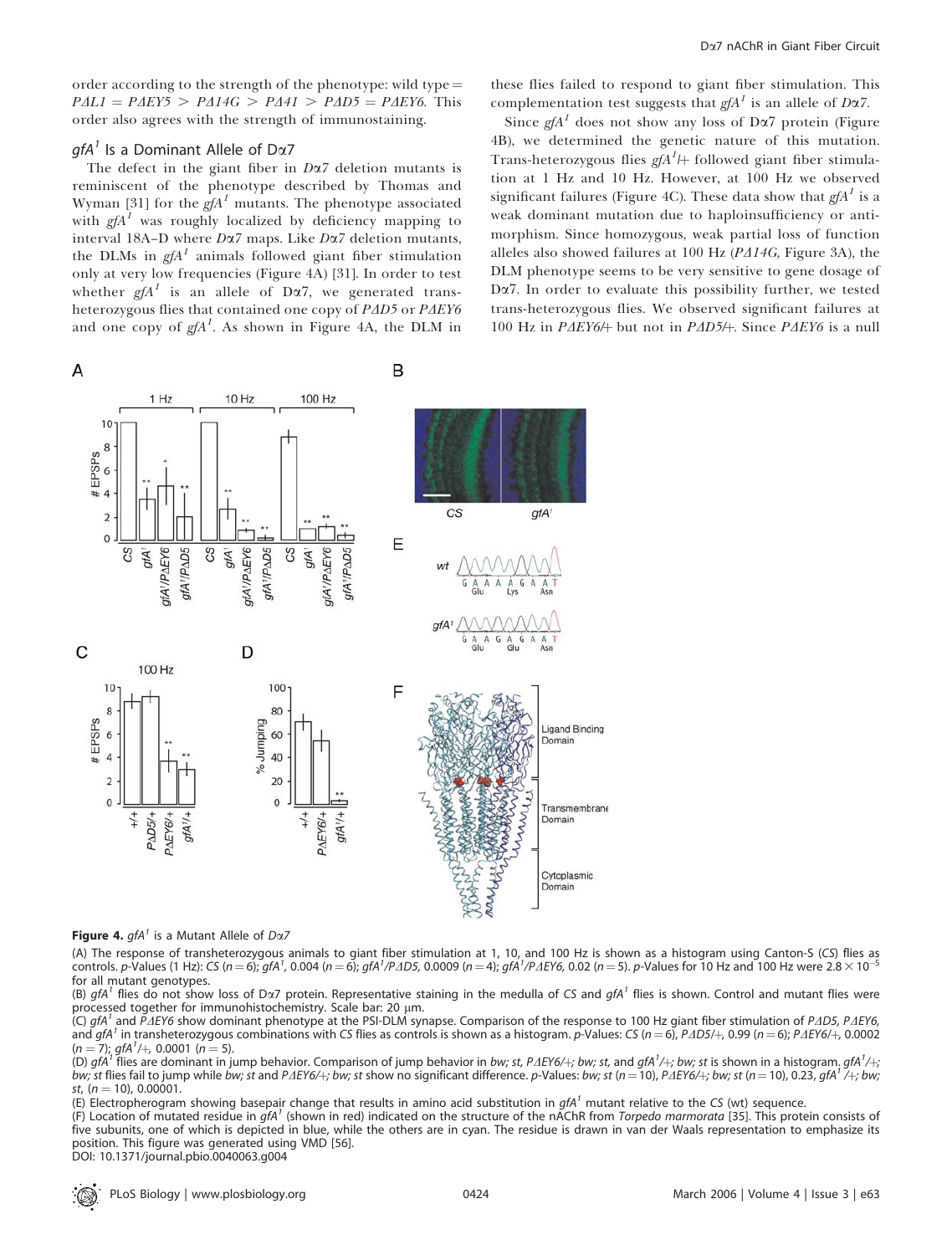order according to the strength of the phenotype: wild type = *PΔL1* = *PΔEY5* > *PΔ14G* > *PΔ41* > *PΔD5* = *PΔEY6*. This order also agrees with the strength of immunostaining.

### *gfA*[1] Is a Dominant Allele of Dα7

The defect in the giant fiber in *Dα7* deletion mutants is reminiscent of the phenotype described by Thomas and Wyman [31] for the *gfA*[1] mutants. The phenotype associated with *gfA*[1] was roughly localized by deficiency mapping to interval 18A–D where *Dα7* maps. Like *Dα7* deletion mutants, the DLMs in *gfA*[1] animals followed giant fiber stimulation only at very low frequencies (Figure 4A) [31]. In order to test whether *gfA*[1] is an allele of Dα7, we generated trans-heterozygous flies that contained one copy of *PΔD5* or *PΔEY6* and one copy of *gfA*[1]. As shown in Figure 4A, the DLM in these flies failed to respond to giant fiber stimulation. This complementation test suggests that *gfA*[1] is an allele of *Dα7*.

Since *gfA*[1] does not show any loss of Dα7 protein (Figure 4B), we determined the genetic nature of this mutation. Trans-heterozygous flies *gfA*[1]/+ followed giant fiber stimulation at 1 Hz and 10 Hz. However, at 100 Hz we observed significant failures (Figure 4C). These data show that *gfA*[1] is a weak dominant mutation due to haploinsufficiency or antimorphism. Since homozygous, weak partial loss of function alleles also showed failures at 100 Hz (*PΔ14G*, Figure 3A), the DLM phenotype seems to be very sensitive to gene dosage of Dα7. In order to evaluate this possibility further, we tested trans-heterozygous flies. We observed significant failures at 100 Hz in *PΔEY6*/+ but not in *PΔD5*/+. Since *PΔEY6* is a null

**Figure 4.** *gfA*[1] is a Mutant Allele of *Dα7*

(A) The response of transheterozygous animals to giant fiber stimulation at 1, 10, and 100 Hz is shown as a histogram using Canton-S (*CS*) flies as controls. *p*-Values (1 Hz): *CS* ($n = 6$); *gfA*[1], 0.004 ($n = 6$); *gfA*[1]/*PΔD5*, 0.0009 ($n = 4$); *gfA*[1]/*PΔEY6*, 0.02 ($n = 5$). *p*-Values for 10 Hz and 100 Hz were $2.8 \times 10^{-5}$ for all mutant genotypes.

(B) *gfA*[1] flies do not show loss of Dα7 protein. Representative staining in the medulla of *CS* and *gfA*[1] flies is shown. Control and mutant flies were processed together for immunohistochemistry. Scale bar: 20 μm.

(C) *gfA*[1] and *PΔEY6* show dominant phenotype at the PSI-DLM synapse. Comparison of the response to 100 Hz giant fiber stimulation of *PΔD5*, *PΔEY6*, and *gfA*[1] in transheterozygous combinations with *CS* flies as controls is shown as a histogram. *p*-Values: *CS* ($n = 6$), *PΔD5*/+, 0.99 ($n = 6$); *PΔEY6*/+, 0.0002 ($n = 7$); *gfA*[1]/+, 0.0001 ($n = 5$).

(D) *gfA*[1] flies are dominant in jump behavior. Comparison of jump behavior in *bw; st*, *PΔEY6*/+*; bw; st*, and *gfA*[1]/+*; bw; st* is shown in a histogram. *gfA*[1]/+*; bw; st* flies fail to jump while *bw; st* and *PΔEY6*/+*; bw; st* show no significant difference. *p*-Values: *bw; st* ($n = 10$), *PΔEY6*/+*; bw; st* ($n = 10$), 0.23, *gfA*[1]/+*; bw; st*, ($n = 10$), 0.00001.

(E) Electropherogram showing basepair change that results in amino acid substitution in *gfA*[1] mutant relative to the *CS* (wt) sequence.

(F) Location of mutated residue in *gfA*[1] (shown in red) indicated on the structure of the nAChR from *Torpedo marmorata* [35]. This protein consists of five subunits, one of which is depicted in blue, while the others are in cyan. The residue is drawn in van der Waals representation to emphasize its position. This figure was generated using VMD [56].

DOI: 10.1371/journal.pbio.0040063.g004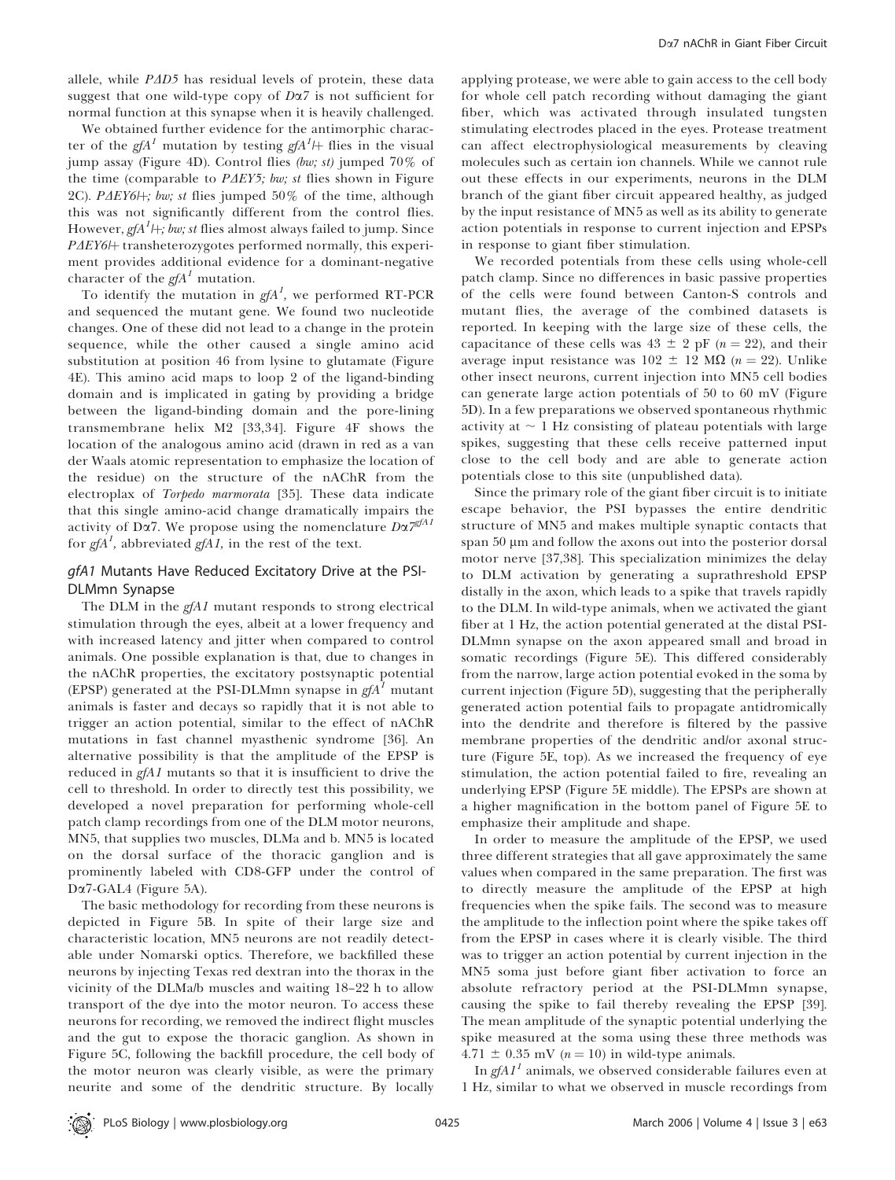allele, while *PΔD5* has residual levels of protein, these data suggest that one wild-type copy of *Dα7* is not sufficient for normal function at this synapse when it is heavily challenged.

We obtained further evidence for the antimorphic character of the $gfA^1$ mutation by testing $gfA^1$/+ flies in the visual jump assay (Figure 4D). Control flies *(bw; st)* jumped 70% of the time (comparable to *PΔEY5; bw; st* flies shown in Figure 2C). *PΔEY6*/+; *bw; st* flies jumped 50% of the time, although this was not significantly different from the control flies. However, $gfA^1$/+; *bw; st* flies almost always failed to jump. Since *PΔEY6*/+ transheterozygotes performed normally, this experiment provides additional evidence for a dominant-negative character of the $gfA^1$ mutation.

To identify the mutation in $gfA^1$, we performed RT-PCR and sequenced the mutant gene. We found two nucleotide changes. One of these did not lead to a change in the protein sequence, while the other caused a single amino acid substitution at position 46 from lysine to glutamate (Figure 4E). This amino acid maps to loop 2 of the ligand-binding domain and is implicated in gating by providing a bridge between the ligand-binding domain and the pore-lining transmembrane helix M2 [33,34]. Figure 4F shows the location of the analogous amino acid (drawn in red as a van der Waals atomic representation to emphasize the location of the residue) on the structure of the nAChR from the electroplax of *Torpedo marmorata* [35]. These data indicate that this single amino-acid change dramatically impairs the activity of Dα7. We propose using the nomenclature $D\alpha 7^{gfA1}$ for $gfA^1$, abbreviated *gfA1,* in the rest of the text.

## *gfA1* Mutants Have Reduced Excitatory Drive at the PSI-DLMmn Synapse

The DLM in the *gfA1* mutant responds to strong electrical stimulation through the eyes, albeit at a lower frequency and with increased latency and jitter when compared to control animals. One possible explanation is that, due to changes in the nAChR properties, the excitatory postsynaptic potential (EPSP) generated at the PSI-DLMmn synapse in $gfA^1$ mutant animals is faster and decays so rapidly that it is not able to trigger an action potential, similar to the effect of nAChR mutations in fast channel myasthenic syndrome [36]. An alternative possibility is that the amplitude of the EPSP is reduced in *gfA1* mutants so that it is insufficient to drive the cell to threshold. In order to directly test this possibility, we developed a novel preparation for performing whole-cell patch clamp recordings from one of the DLM motor neurons, MN5, that supplies two muscles, DLMa and b. MN5 is located on the dorsal surface of the thoracic ganglion and is prominently labeled with CD8-GFP under the control of Dα7-GAL4 (Figure 5A).

The basic methodology for recording from these neurons is depicted in Figure 5B. In spite of their large size and characteristic location, MN5 neurons are not readily detectable under Nomarski optics. Therefore, we backfilled these neurons by injecting Texas red dextran into the thorax in the vicinity of the DLMa/b muscles and waiting 18–22 h to allow transport of the dye into the motor neuron. To access these neurons for recording, we removed the indirect flight muscles and the gut to expose the thoracic ganglion. As shown in Figure 5C, following the backfill procedure, the cell body of the motor neuron was clearly visible, as were the primary neurite and some of the dendritic structure. By locally applying protease, we were able to gain access to the cell body for whole cell patch recording without damaging the giant fiber, which was activated through insulated tungsten stimulating electrodes placed in the eyes. Protease treatment can affect electrophysiological measurements by cleaving molecules such as certain ion channels. While we cannot rule out these effects in our experiments, neurons in the DLM branch of the giant fiber circuit appeared healthy, as judged by the input resistance of MN5 as well as its ability to generate action potentials in response to current injection and EPSPs in response to giant fiber stimulation.

We recorded potentials from these cells using whole-cell patch clamp. Since no differences in basic passive properties of the cells were found between Canton-S controls and mutant flies, the average of the combined datasets is reported. In keeping with the large size of these cells, the capacitance of these cells was 43 ± 2 pF ($n = 22$), and their average input resistance was 102 ± 12 MΩ ($n = 22$). Unlike other insect neurons, current injection into MN5 cell bodies can generate large action potentials of 50 to 60 mV (Figure 5D). In a few preparations we observed spontaneous rhythmic activity at ~ 1 Hz consisting of plateau potentials with large spikes, suggesting that these cells receive patterned input close to the cell body and are able to generate action potentials close to this site (unpublished data).

Since the primary role of the giant fiber circuit is to initiate escape behavior, the PSI bypasses the entire dendritic structure of MN5 and makes multiple synaptic contacts that span 50 μm and follow the axons out into the posterior dorsal motor nerve [37,38]. This specialization minimizes the delay to DLM activation by generating a suprathreshold EPSP distally in the axon, which leads to a spike that travels rapidly to the DLM. In wild-type animals, when we activated the giant fiber at 1 Hz, the action potential generated at the distal PSI-DLMmn synapse on the axon appeared small and broad in somatic recordings (Figure 5E). This differed considerably from the narrow, large action potential evoked in the soma by current injection (Figure 5D), suggesting that the peripherally generated action potential fails to propagate antidromically into the dendrite and therefore is filtered by the passive membrane properties of the dendritic and/or axonal structure (Figure 5E, top). As we increased the frequency of eye stimulation, the action potential failed to fire, revealing an underlying EPSP (Figure 5E middle). The EPSPs are shown at a higher magnification in the bottom panel of Figure 5E to emphasize their amplitude and shape.

In order to measure the amplitude of the EPSP, we used three different strategies that all gave approximately the same values when compared in the same preparation. The first was to directly measure the amplitude of the EPSP at high frequencies when the spike fails. The second was to measure the amplitude to the inflection point where the spike takes off from the EPSP in cases where it is clearly visible. The third was to trigger an action potential by current injection in the MN5 soma just before giant fiber activation to force an absolute refractory period at the PSI-DLMmn synapse, causing the spike to fail thereby revealing the EPSP [39]. The mean amplitude of the synaptic potential underlying the spike measured at the soma using these three methods was 4.71 ± 0.35 mV ($n = 10$) in wild-type animals.

In $gfA1^1$ animals, we observed considerable failures even at 1 Hz, similar to what we observed in muscle recordings from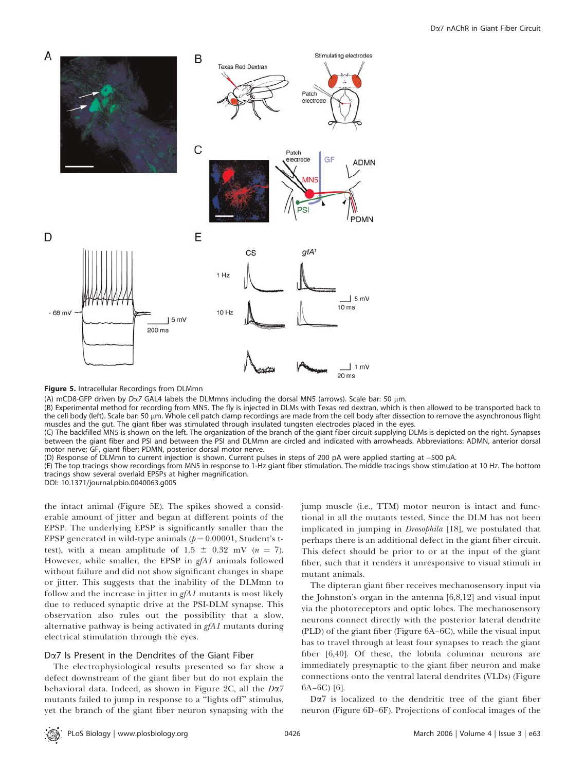**Figure 5.** Intracellular Recordings from DLMmn

(A) mCD8-GFP driven by *Dα7* GAL4 labels the DLMmns including the dorsal MN5 (arrows). Scale bar: 50 μm.

(B) Experimental method for recording from MN5. The fly is injected in DLMs with Texas red dextran, which is then allowed to be transported back to the cell body (left). Scale bar: 50 μm. Whole cell patch clamp recordings are made from the cell body after dissection to remove the asynchronous flight muscles and the gut. The giant fiber was stimulated through insulated tungsten electrodes placed in the eyes.

(C) The backfilled MN5 is shown on the left. The organization of the branch of the giant fiber circuit supplying DLMs is depicted on the right. Synapses between the giant fiber and PSI and between the PSI and DLMmn are circled and indicated with arrowheads. Abbreviations: ADMN, anterior dorsal motor nerve; GF, giant fiber; PDMN, posterior dorsal motor nerve.

(D) Response of DLMmn to current injection is shown. Current pulses in steps of 200 pA were applied starting at −500 pA.

(E) The top tracings show recordings from MN5 in response to 1-Hz giant fiber stimulation. The middle tracings show stimulation at 10 Hz. The bottom tracings show several overlaid EPSPs at higher magnification.

DOI: 10.1371/journal.pbio.0040063.g005

the intact animal (Figure 5E). The spikes showed a considerable amount of jitter and began at different points of the EPSP. The underlying EPSP is significantly smaller than the EPSP generated in wild-type animals ($p = 0.00001$, Student's t-test), with a mean amplitude of $1.5 \pm 0.32$ mV ($n = 7$). However, while smaller, the EPSP in *gfA1* animals followed without failure and did not show significant changes in shape or jitter. This suggests that the inability of the DLMmn to follow and the increase in jitter in *gfA1* mutants is most likely due to reduced synaptic drive at the PSI-DLM synapse. This observation also rules out the possibility that a slow, alternative pathway is being activated in *gfA1* mutants during electrical stimulation through the eyes.

## Dα7 Is Present in the Dendrites of the Giant Fiber

The electrophysiological results presented so far show a defect downstream of the giant fiber but do not explain the behavioral data. Indeed, as shown in Figure 2C, all the *Dα7* mutants failed to jump in response to a "lights off" stimulus, yet the branch of the giant fiber neuron synapsing with the jump muscle (i.e., TTM) motor neuron is intact and functional in all the mutants tested. Since the DLM has not been implicated in jumping in *Drosophila* [18], we postulated that perhaps there is an additional defect in the giant fiber circuit. This defect should be prior to or at the input of the giant fiber, such that it renders it unresponsive to visual stimuli in mutant animals.

The dipteran giant fiber receives mechanosensory input via the Johnston's organ in the antenna [6,8,12] and visual input via the photoreceptors and optic lobes. The mechanosensory neurons connect directly with the posterior lateral dendrite (PLD) of the giant fiber (Figure 6A–6C), while the visual input has to travel through at least four synapses to reach the giant fiber [6,40]. Of these, the lobula columnar neurons are immediately presynaptic to the giant fiber neuron and make connections onto the ventral lateral dendrites (VLDs) (Figure 6A–6C) [6].

Dα7 is localized to the dendritic tree of the giant fiber neuron (Figure 6D–6F). Projections of confocal images of the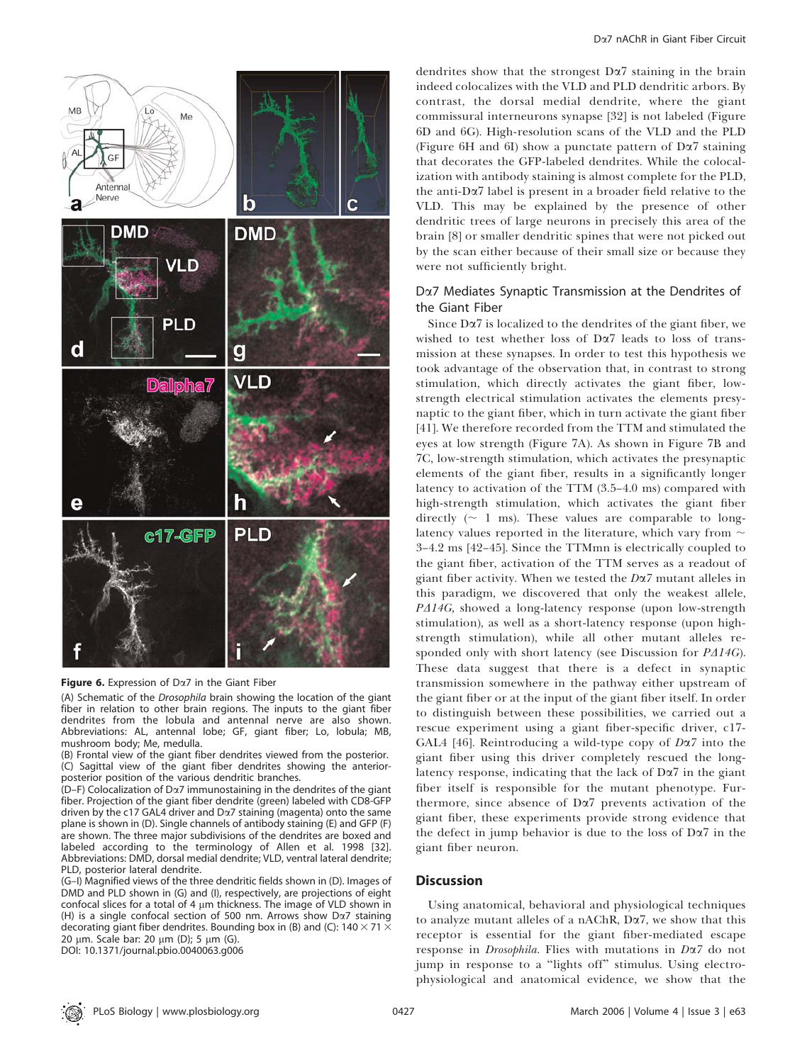**Figure 6.** Expression of Dα7 in the Giant Fiber

(A) Schematic of the *Drosophila* brain showing the location of the giant fiber in relation to other brain regions. The inputs to the giant fiber dendrites from the lobula and antennal nerve are also shown. Abbreviations: AL, antennal lobe; GF, giant fiber; Lo, lobula; MB, mushroom body; Me, medulla.

(B) Frontal view of the giant fiber dendrites viewed from the posterior.

(C) Sagittal view of the giant fiber dendrites showing the anterior-posterior position of the various dendritic branches.

(D–F) Colocalization of Dα7 immunostaining in the dendrites of the giant fiber. Projection of the giant fiber dendrite (green) labeled with CD8-GFP driven by the c17 GAL4 driver and Dα7 staining (magenta) onto the same plane is shown in (D). Single channels of antibody staining (E) and GFP (F) are shown. The three major subdivisions of the dendrites are boxed and labeled according to the terminology of Allen et al. 1998 [32]. Abbreviations: DMD, dorsal medial dendrite; VLD, ventral lateral dendrite; PLD, posterior lateral dendrite.

(G–I) Magnified views of the three dendritic fields shown in (D). Images of DMD and PLD shown in (G) and (I), respectively, are projections of eight confocal slices for a total of 4 μm thickness. The image of VLD shown in (H) is a single confocal section of 500 nm. Arrows show Dα7 staining decorating giant fiber dendrites. Bounding box in (B) and (C): 140 × 71 × 20 μm. Scale bar: 20 μm (D); 5 μm (G).

DOI: 10.1371/journal.pbio.0040063.g006

dendrites show that the strongest Dα7 staining in the brain indeed colocalizes with the VLD and PLD dendritic arbors. By contrast, the dorsal medial dendrite, where the giant commissural interneurons synapse [32] is not labeled (Figure 6D and 6G). High-resolution scans of the VLD and the PLD (Figure 6H and 6I) show a punctate pattern of Dα7 staining that decorates the GFP-labeled dendrites. While the colocalization with antibody staining is almost complete for the PLD, the anti-Dα7 label is present in a broader field relative to the VLD. This may be explained by the presence of other dendritic trees of large neurons in precisely this area of the brain [8] or smaller dendritic spines that were not picked out by the scan either because of their small size or because they were not sufficiently bright.

### Dα7 Mediates Synaptic Transmission at the Dendrites of the Giant Fiber

Since Dα7 is localized to the dendrites of the giant fiber, we wished to test whether loss of Dα7 leads to loss of transmission at these synapses. In order to test this hypothesis we took advantage of the observation that, in contrast to strong stimulation, which directly activates the giant fiber, low-strength electrical stimulation activates the elements presynaptic to the giant fiber, which in turn activate the giant fiber [41]. We therefore recorded from the TTM and stimulated the eyes at low strength (Figure 7A). As shown in Figure 7B and 7C, low-strength stimulation, which activates the presynaptic elements of the giant fiber, results in a significantly longer latency to activation of the TTM (3.5–4.0 ms) compared with high-strength stimulation, which activates the giant fiber directly (~ 1 ms). These values are comparable to long-latency values reported in the literature, which vary from ~ 3–4.2 ms [42–45]. Since the TTMmn is electrically coupled to the giant fiber, activation of the TTM serves as a readout of giant fiber activity. When we tested the *Dα7* mutant alleles in this paradigm, we discovered that only the weakest allele, *PΔ14G,* showed a long-latency response (upon low-strength stimulation), as well as a short-latency response (upon high-strength stimulation), while all other mutant alleles responded only with short latency (see Discussion for *PΔ14G*). These data suggest that there is a defect in synaptic transmission somewhere in the pathway either upstream of the giant fiber or at the input of the giant fiber itself. In order to distinguish between these possibilities, we carried out a rescue experiment using a giant fiber-specific driver, c17-GAL4 [46]. Reintroducing a wild-type copy of *Dα7* into the giant fiber using this driver completely rescued the long-latency response, indicating that the lack of Dα7 in the giant fiber itself is responsible for the mutant phenotype. Furthermore, since absence of Dα7 prevents activation of the giant fiber, these experiments provide strong evidence that the defect in jump behavior is due to the loss of Dα7 in the giant fiber neuron.

## Discussion

Using anatomical, behavioral and physiological techniques to analyze mutant alleles of a nAChR, Dα7, we show that this receptor is essential for the giant fiber-mediated escape response in *Drosophila*. Flies with mutations in *Dα7* do not jump in response to a "lights off" stimulus. Using electrophysiological and anatomical evidence, we show that the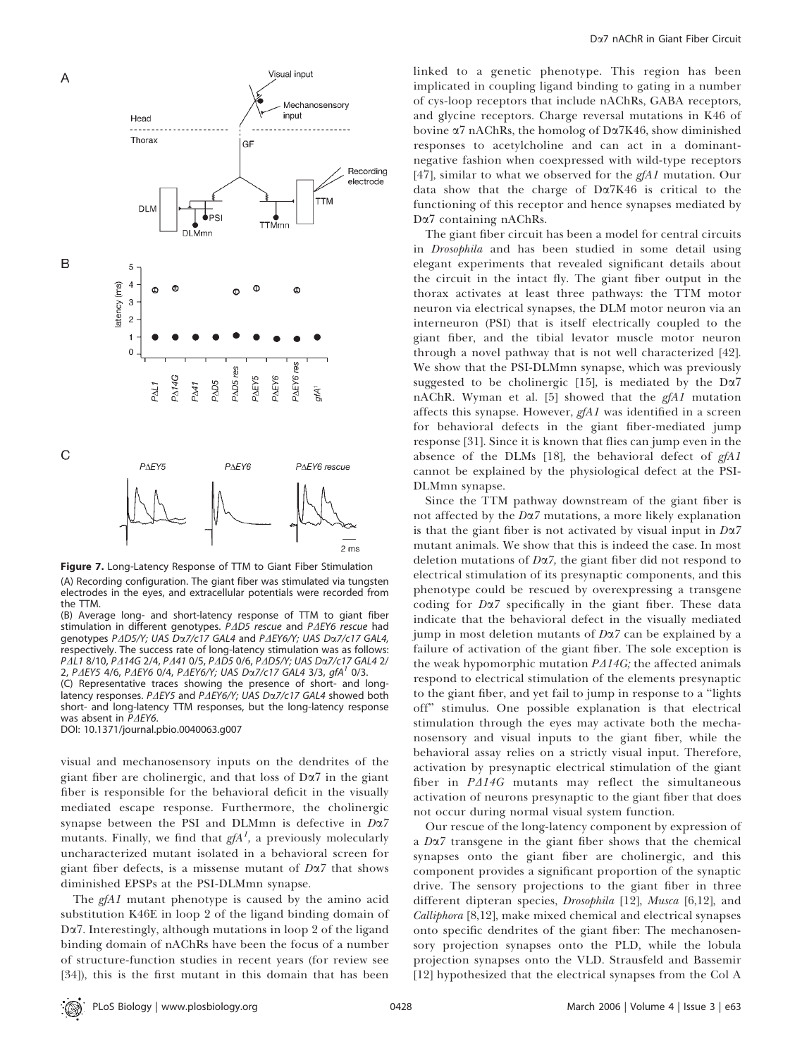**Figure 7.** Long-Latency Response of TTM to Giant Fiber Stimulation

(A) Recording configuration. The giant fiber was stimulated via tungsten electrodes in the eyes, and extracellular potentials were recorded from the TTM.

(B) Average long- and short-latency response of TTM to giant fiber stimulation in different genotypes. *PΔD5 rescue* and *PΔEY6 rescue* had genotypes *PΔD5/Y; UAS Dα7/c17 GAL4* and *PΔEY6/Y; UAS Dα7/c17 GAL4*, respectively. The success rate of long-latency stimulation was as follows: *PΔL1* 8/10, *PΔ14G* 2/4, *PΔ41* 0/5, *PΔD5* 0/6, *PΔD5/Y; UAS Dα7/c17 GAL4* 2/2, *PΔEY5* 4/6, *PΔEY6* 0/4, *PΔEY6/Y; UAS Dα7/c17 GAL4* 3/3, *gfA*[1] 0/3.

(C) Representative traces showing the presence of short- and long-latency responses. *PΔEY5* and *PΔEY6/Y; UAS Dα7/c17 GAL4* showed both short- and long-latency TTM responses, but the long-latency response was absent in *PΔEY6*.

DOI: 10.1371/journal.pbio.0040063.g007

visual and mechanosensory inputs on the dendrites of the giant fiber are cholinergic, and that loss of Dα7 in the giant fiber is responsible for the behavioral deficit in the visually mediated escape response. Furthermore, the cholinergic synapse between the PSI and DLMmn is defective in *Dα7* mutants. Finally, we find that *gfA*[1], a previously molecularly uncharacterized mutant isolated in a behavioral screen for giant fiber defects, is a missense mutant of *Dα7* that shows diminished EPSPs at the PSI-DLMmn synapse.

The *gfA1* mutant phenotype is caused by the amino acid substitution K46E in loop 2 of the ligand binding domain of Dα7. Interestingly, although mutations in loop 2 of the ligand binding domain of nAChRs have been the focus of a number of structure-function studies in recent years (for review see [34]), this is the first mutant in this domain that has been linked to a genetic phenotype. This region has been implicated in coupling ligand binding to gating in a number of cys-loop receptors that include nAChRs, GABA receptors, and glycine receptors. Charge reversal mutations in K46 of bovine α7 nAChRs, the homolog of Dα7K46, show diminished responses to acetylcholine and can act in a dominant-negative fashion when coexpressed with wild-type receptors [47], similar to what we observed for the *gfA1* mutation. Our data show that the charge of Dα7K46 is critical to the functioning of this receptor and hence synapses mediated by Dα7 containing nAChRs.

The giant fiber circuit has been a model for central circuits in *Drosophila* and has been studied in some detail using elegant experiments that revealed significant details about the circuit in the intact fly. The giant fiber output in the thorax activates at least three pathways: the TTM motor neuron via electrical synapses, the DLM motor neuron via an interneuron (PSI) that is itself electrically coupled to the giant fiber, and the tibial levator muscle motor neuron through a novel pathway that is not well characterized [42]. We show that the PSI-DLMmn synapse, which was previously suggested to be cholinergic [15], is mediated by the Dα7 nAChR. Wyman et al. [5] showed that the *gfA1* mutation affects this synapse. However, *gfA1* was identified in a screen for behavioral defects in the giant fiber-mediated jump response [31]. Since it is known that flies can jump even in the absence of the DLMs [18], the behavioral defect of *gfA1* cannot be explained by the physiological defect at the PSI-DLMmn synapse.

Since the TTM pathway downstream of the giant fiber is not affected by the *Dα7* mutations, a more likely explanation is that the giant fiber is not activated by visual input in *Dα7* mutant animals. We show that this is indeed the case. In most deletion mutations of *Dα7*, the giant fiber did not respond to electrical stimulation of its presynaptic components, and this phenotype could be rescued by overexpressing a transgene coding for *Dα7* specifically in the giant fiber. These data indicate that the behavioral defect in the visually mediated jump in most deletion mutants of *Dα7* can be explained by a failure of activation of the giant fiber. The sole exception is the weak hypomorphic mutation *PΔ14G;* the affected animals respond to electrical stimulation of the elements presynaptic to the giant fiber, and yet fail to jump in response to a "lights off" stimulus. One possible explanation is that electrical stimulation through the eyes may activate both the mechanosensory and visual inputs to the giant fiber, while the behavioral assay relies on a strictly visual input. Therefore, activation by presynaptic electrical stimulation of the giant fiber in *PΔ14G* mutants may reflect the simultaneous activation of neurons presynaptic to the giant fiber that does not occur during normal visual system function.

Our rescue of the long-latency component by expression of a *Dα7* transgene in the giant fiber shows that the chemical synapses onto the giant fiber are cholinergic, and this component provides a significant proportion of the synaptic drive. The sensory projections to the giant fiber in three different dipteran species, *Drosophila* [12], *Musca* [6,12], and *Calliphora* [8,12], make mixed chemical and electrical synapses onto specific dendrites of the giant fiber: The mechanosensory projection synapses onto the PLD, while the lobula projection synapses onto the VLD. Strausfeld and Bassemir [12] hypothesized that the electrical synapses from the Col A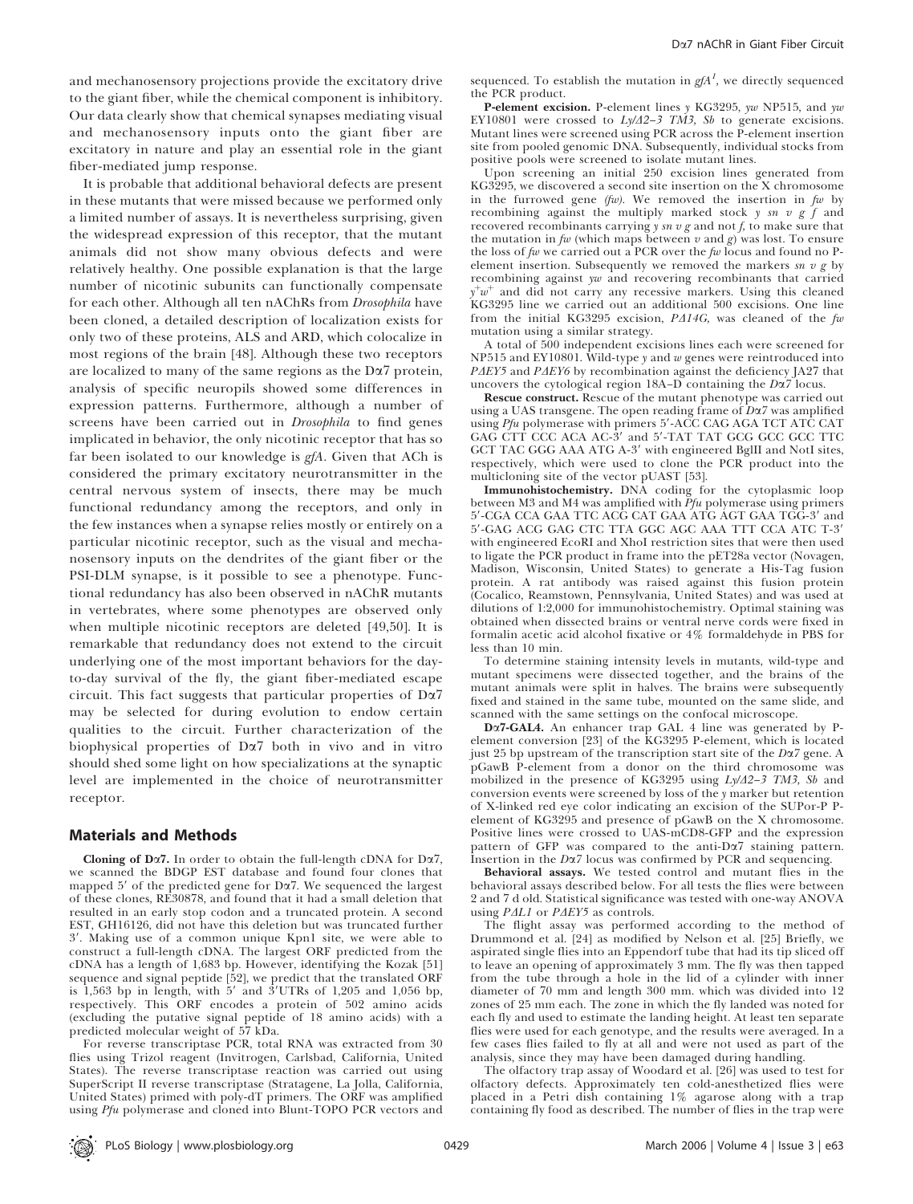and mechanosensory projections provide the excitatory drive to the giant fiber, while the chemical component is inhibitory. Our data clearly show that chemical synapses mediating visual and mechanosensory inputs onto the giant fiber are excitatory in nature and play an essential role in the giant fiber-mediated jump response.

It is probable that additional behavioral defects are present in these mutants that were missed because we performed only a limited number of assays. It is nevertheless surprising, given the widespread expression of this receptor, that the mutant animals did not show many obvious defects and were relatively healthy. One possible explanation is that the large number of nicotinic subunits can functionally compensate for each other. Although all ten nAChRs from *Drosophila* have been cloned, a detailed description of localization exists for only two of these proteins, ALS and ARD, which colocalize in most regions of the brain [48]. Although these two receptors are localized to many of the same regions as the Dα7 protein, analysis of specific neuropils showed some differences in expression patterns. Furthermore, although a number of screens have been carried out in *Drosophila* to find genes implicated in behavior, the only nicotinic receptor that has so far been isolated to our knowledge is *gfA*. Given that ACh is considered the primary excitatory neurotransmitter in the central nervous system of insects, there may be much functional redundancy among the receptors, and only in the few instances when a synapse relies mostly or entirely on a particular nicotinic receptor, such as the visual and mechanosensory inputs on the dendrites of the giant fiber or the PSI-DLM synapse, is it possible to see a phenotype. Functional redundancy has also been observed in nAChR mutants in vertebrates, where some phenotypes are observed only when multiple nicotinic receptors are deleted [49,50]. It is remarkable that redundancy does not extend to the circuit underlying one of the most important behaviors for the day-to-day survival of the fly, the giant fiber-mediated escape circuit. This fact suggests that particular properties of Dα7 may be selected for during evolution to endow certain qualities to the circuit. Further characterization of the biophysical properties of Dα7 both in vivo and in vitro should shed some light on how specializations at the synaptic level are implemented in the choice of neurotransmitter receptor.

## Materials and Methods

**Cloning of Dα7.** In order to obtain the full-length cDNA for Dα7, we scanned the BDGP EST database and found four clones that mapped 5′ of the predicted gene for Dα7. We sequenced the largest of these clones, RE30878, and found that it had a small deletion that resulted in an early stop codon and a truncated protein. A second EST, GH16126, did not have this deletion but was truncated further 3′. Making use of a common unique Kpn1 site, we were able to construct a full-length cDNA. The largest ORF predicted from the cDNA has a length of 1,683 bp. However, identifying the Kozak [51] sequence and signal peptide [52], we predict that the translated ORF is 1,563 bp in length, with 5′ and 3′UTRs of 1,205 and 1,056 bp, respectively. This ORF encodes a protein of 502 amino acids (excluding the putative signal peptide of 18 amino acids) with a predicted molecular weight of 57 kDa.

For reverse transcriptase PCR, total RNA was extracted from 30 flies using Trizol reagent (Invitrogen, Carlsbad, California, United States). The reverse transcriptase reaction was carried out using SuperScript II reverse transcriptase (Stratagene, La Jolla, California, United States) primed with poly-dT primers. The ORF was amplified using *Pfu* polymerase and cloned into Blunt-TOPO PCR vectors and sequenced. To establish the mutation in $gfA^{1}$, we directly sequenced the PCR product.

**P-element excision.** P-element lines *y* KG3295, *yw* NP515, and *yw* EY10801 were crossed to *Ly/Δ2–3 TM3, Sb* to generate excisions. Mutant lines were screened using PCR across the P-element insertion site from pooled genomic DNA. Subsequently, individual stocks from positive pools were screened to isolate mutant lines.

Upon screening an initial 250 excision lines generated from KG3295, we discovered a second site insertion on the X chromosome in the furrowed gene (*fw*). We removed the insertion in *fw* by recombining against the multiply marked stock *y sn v g f* and recovered recombinants carrying *y sn v g* and not *f*, to make sure that the mutation in *fw* (which maps between *v* and *g*) was lost. To ensure the loss of *fw* we carried out a PCR over the *fw* locus and found no P-element insertion. Subsequently we removed the markers *sn v g* by recombining against *yw* and recovering recombinants that carried $y^{+}w^{+}$ and did not carry any recessive markers. Using this cleaned KG3295 line we carried out an additional 500 excisions. One line from the initial KG3295 excision, *PΔ14G*, was cleaned of the *fw* mutation using a similar strategy.

A total of 500 independent excisions lines each were screened for NP515 and EY10801. Wild-type *y* and *w* genes were reintroduced into *PΔEY5* and *PΔEY6* by recombination against the deficiency JA27 that uncovers the cytological region 18A–D containing the *Dα7* locus.

**Rescue construct.** Rescue of the mutant phenotype was carried out using a UAS transgene. The open reading frame of *Dα7* was amplified using *Pfu* polymerase with primers 5′-ACC CAG AGA TCT ATC CAT GAG CTT CCC ACA AC-3′ and 5′-TAT TAT GCG GCC GCC TTC GCT TAC GGG AAA ATG A-3′ with engineered BglII and NotI sites, respectively, which were used to clone the PCR product into the multicloning site of the vector pUAST [53].

**Immunohistochemistry.** DNA coding for the cytoplasmic loop between M3 and M4 was amplified with *Pfu* polymerase using primers 5′-CGA CCA GAA TTC ACG CAT GAA ATG AGT GAA TGG-3′ and 5′-GAG ACG GAG CTC TTA GGC AGC AAA TTT CCA ATC T-3′ with engineered EcoRI and XhoI restriction sites that were then used to ligate the PCR product in frame into the pET28a vector (Novagen, Madison, Wisconsin, United States) to generate a His-Tag fusion protein. A rat antibody was raised against this fusion protein (Cocalico, Reamstown, Pennsylvania, United States) and was used at dilutions of 1:2,000 for immunohistochemistry. Optimal staining was obtained when dissected brains or ventral nerve cords were fixed in formalin acetic acid alcohol fixative or 4% formaldehyde in PBS for less than 10 min.

To determine staining intensity levels in mutants, wild-type and mutant specimens were dissected together, and the brains of the mutant animals were split in halves. The brains were subsequently fixed and stained in the same tube, mounted on the same slide, and scanned with the same settings on the confocal microscope.

**Dα7-GAL4.** An enhancer trap GAL 4 line was generated by P-element conversion [23] of the KG3295 P-element, which is located just 25 bp upstream of the transcription start site of the *Dα7* gene. A pGawB P-element from a donor on the third chromosome was mobilized in the presence of KG3295 using *Ly/Δ2–3 TM3, Sb* and conversion events were screened by loss of the *y* marker but retention of X-linked red eye color indicating an excision of the SUPor-P P-element of KG3295 and presence of pGawB on the X chromosome. Positive lines were crossed to UAS-mCD8-GFP and the expression pattern of GFP was compared to the anti-Dα7 staining pattern. Insertion in the *Dα7* locus was confirmed by PCR and sequencing.

**Behavioral assays.** We tested control and mutant flies in the behavioral assays described below. For all tests the flies were between 2 and 7 d old. Statistical significance was tested with one-way ANOVA using *PΔL1* or *PΔEY5* as controls.

The flight assay was performed according to the method of Drummond et al. [24] as modified by Nelson et al. [25] Briefly, we aspirated single flies into an Eppendorf tube that had its tip sliced off to leave an opening of approximately 3 mm. The fly was then tapped from the tube through a hole in the lid of a cylinder with inner diameter of 70 mm and length 300 mm. which was divided into 12 zones of 25 mm each. The zone in which the fly landed was noted for each fly and used to estimate the landing height. At least ten separate flies were used for each genotype, and the results were averaged. In a few cases flies failed to fly at all and were not used as part of the analysis, since they may have been damaged during handling.

The olfactory trap assay of Woodard et al. [26] was used to test for olfactory defects. Approximately ten cold-anesthetized flies were placed in a Petri dish containing 1% agarose along with a trap containing fly food as described. The number of flies in the trap were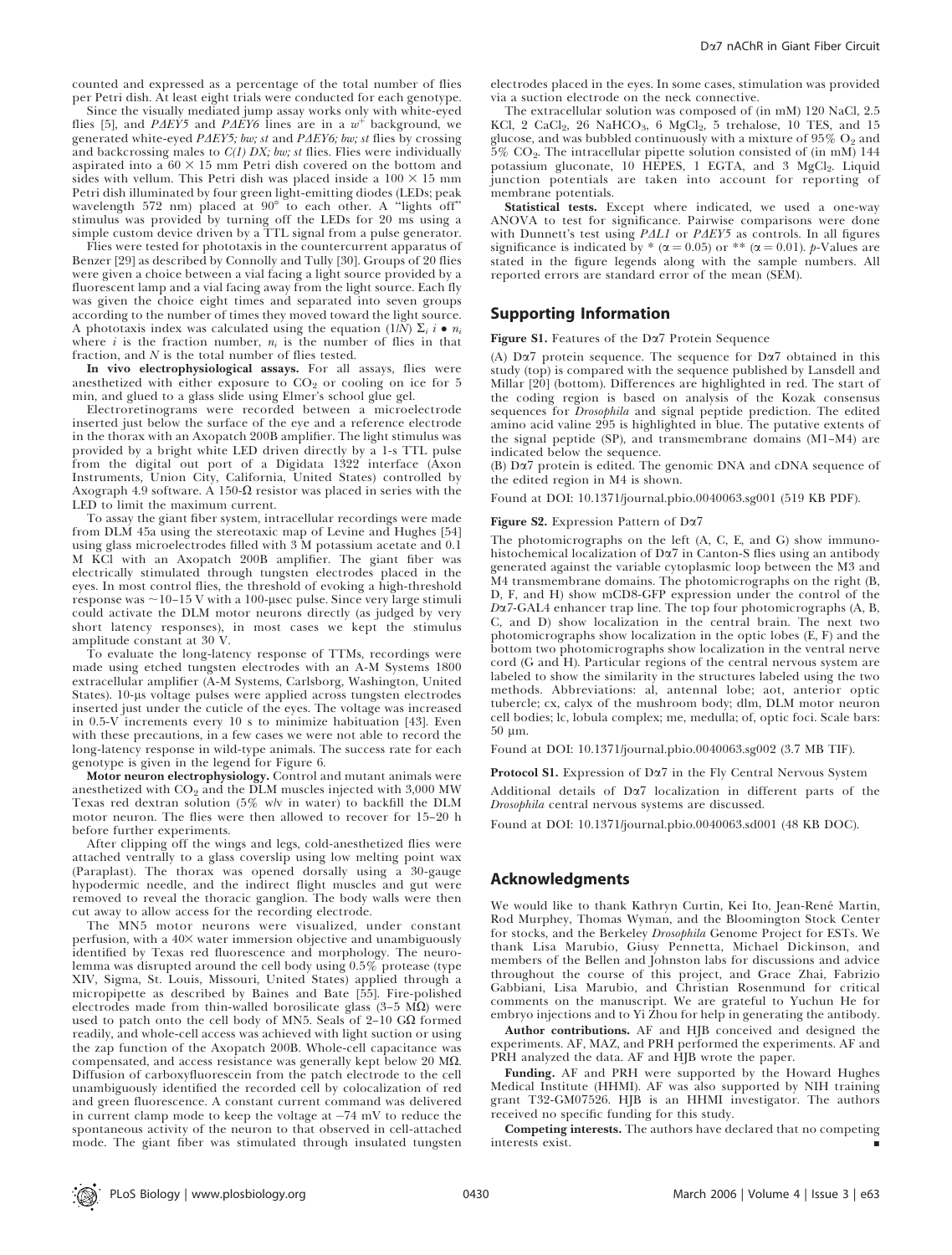counted and expressed as a percentage of the total number of flies per Petri dish. At least eight trials were conducted for each genotype.

Since the visually mediated jump assay works only with white-eyed flies [5], and *PΔEY5* and *PΔEY6* lines are in a $w^+$ background, we generated white-eyed *PΔEY5; bw; st* and *PΔEY6; bw; st* flies by crossing and backcrossing males to *C(1) DX; bw; st* flies. Flies were individually aspirated into a 60 × 15 mm Petri dish covered on the bottom and sides with vellum. This Petri dish was placed inside a 100 × 15 mm Petri dish illuminated by four green light-emitting diodes (LEDs; peak wavelength 572 nm) placed at 90° to each other. A "lights off" stimulus was provided by turning off the LEDs for 20 ms using a simple custom device driven by a TTL signal from a pulse generator.

Flies were tested for phototaxis in the countercurrent apparatus of Benzer [29] as described by Connolly and Tully [30]. Groups of 20 flies were given a choice between a vial facing a light source provided by a fluorescent lamp and a vial facing away from the light source. Each fly was given the choice eight times and separated into seven groups according to the number of times they moved toward the light source. A phototaxis index was calculated using the equation $(1/N)\ \Sigma_i\ i \bullet n_i$ where $i$ is the fraction number, $n_i$ is the number of flies in that fraction, and $N$ is the total number of flies tested.

**In vivo electrophysiological assays.** For all assays, flies were anesthetized with either exposure to $CO_2$ or cooling on ice for 5 min, and glued to a glass slide using Elmer's school glue gel.

Electroretinograms were recorded between a microelectrode inserted just below the surface of the eye and a reference electrode in the thorax with an Axopatch 200B amplifier. The light stimulus was provided by a bright white LED driven directly by a 1-s TTL pulse from the digital out port of a Digidata 1322 interface (Axon Instruments, Union City, California, United States) controlled by Axograph 4.9 software. A 150-Ω resistor was placed in series with the LED to limit the maximum current.

To assay the giant fiber system, intracellular recordings were made from DLM 45a using the stereotaxic map of Levine and Hughes [54] using glass microelectrodes filled with 3 M potassium acetate and 0.1 M KCl with an Axopatch 200B amplifier. The giant fiber was electrically stimulated through tungsten electrodes placed in the eyes. In most control flies, the threshold of evoking a high-threshold response was ~10–15 V with a 100-μsec pulse. Since very large stimuli could activate the DLM motor neurons directly (as judged by very short latency responses), in most cases we kept the stimulus amplitude constant at 30 V.

To evaluate the long-latency response of TTMs, recordings were made using etched tungsten electrodes with an A-M Systems 1800 extracellular amplifier (A-M Systems, Carlsborg, Washington, United States). 10-μs voltage pulses were applied across tungsten electrodes inserted just under the cuticle of the eyes. The voltage was increased in 0.5-V increments every 10 s to minimize habituation [43]. Even with these precautions, in a few cases we were not able to record the long-latency response in wild-type animals. The success rate for each genotype is given in the legend for Figure 6.

**Motor neuron electrophysiology.** Control and mutant animals were anesthetized with $CO_2$ and the DLM muscles injected with 3,000 MW Texas red dextran solution (5% w/v in water) to backfill the DLM motor neuron. The flies were then allowed to recover for 15–20 h before further experiments.

After clipping off the wings and legs, cold-anesthetized flies were attached ventrally to a glass coverslip using low melting point wax (Paraplast). The thorax was opened dorsally using a 30-gauge hypodermic needle, and the indirect flight muscles and gut were removed to reveal the thoracic ganglion. The body walls were then cut away to allow access for the recording electrode.

The MN5 motor neurons were visualized, under constant perfusion, with a 40× water immersion objective and unambiguously identified by Texas red fluorescence and morphology. The neurolemma was disrupted around the cell body using 0.5% protease (type XIV, Sigma, St. Louis, Missouri, United States) applied through a micropipette as described by Baines and Bate [55]. Fire-polished electrodes made from thin-walled borosilicate glass (3–5 MΩ) were used to patch onto the cell body of MN5. Seals of 2–10 GΩ formed readily, and whole-cell access was achieved with light suction or using the zap function of the Axopatch 200B. Whole-cell capacitance was compensated, and access resistance was generally kept below 20 MΩ. Diffusion of carboxyfluorescein from the patch electrode to the cell unambiguously identified the recorded cell by colocalization of red and green fluorescence. A constant current command was delivered in current clamp mode to keep the voltage at −74 mV to reduce the spontaneous activity of the neuron to that observed in cell-attached mode. The giant fiber was stimulated through insulated tungsten electrodes placed in the eyes. In some cases, stimulation was provided via a suction electrode on the neck connective.

The extracellular solution was composed of (in mM) 120 NaCl, 2.5 KCl, 2 $CaCl_2$, 26 $NaHCO_3$, 6 $MgCl_2$, 5 trehalose, 10 TES, and 15 glucose, and was bubbled continuously with a mixture of 95% $O_2$ and 5% $CO_2$. The intracellular pipette solution consisted of (in mM) 144 potassium gluconate, 10 HEPES, 1 EGTA, and 3 $MgCl_2$. Liquid junction potentials are taken into account for reporting of membrane potentials.

**Statistical tests.** Except where indicated, we used a one-way ANOVA to test for significance. Pairwise comparisons were done with Dunnett's test using *PΔL1* or *PΔEY5* as controls. In all figures significance is indicated by * ($\alpha = 0.05$) or ** ($\alpha = 0.01$). *p*-Values are stated in the figure legends along with the sample numbers. All reported errors are standard error of the mean (SEM).

## Supporting Information

**Figure S1.** Features of the Dα7 Protein Sequence

(A) Dα7 protein sequence. The sequence for Dα7 obtained in this study (top) is compared with the sequence published by Lansdell and Millar [20] (bottom). Differences are highlighted in red. The start of the coding region is based on analysis of the Kozak consensus sequences for *Drosophila* and signal peptide prediction. The edited amino acid valine 295 is highlighted in blue. The putative extents of the signal peptide (SP), and transmembrane domains (M1–M4) are indicated below the sequence.

(B) Dα7 protein is edited. The genomic DNA and cDNA sequence of the edited region in M4 is shown.

Found at DOI: 10.1371/journal.pbio.0040063.sg001 (519 KB PDF).

**Figure S2.** Expression Pattern of Dα7

The photomicrographs on the left (A, C, E, and G) show immunohistochemical localization of Dα7 in Canton-S flies using an antibody generated against the variable cytoplasmic loop between the M3 and M4 transmembrane domains. The photomicrographs on the right (B, D, F, and H) show mCD8-GFP expression under the control of the *Dα7*-GAL4 enhancer trap line. The top four photomicrographs (A, B, C, and D) show localization in the central brain. The next two photomicrographs show localization in the optic lobes (E, F) and the bottom two photomicrographs show localization in the ventral nerve cord (G and H). Particular regions of the central nervous system are labeled to show the similarity in the structures labeled using the two methods. Abbreviations: al, antennal lobe; aot, anterior optic tubercle; cx, calyx of the mushroom body; dlm, DLM motor neuron cell bodies; lc, lobula complex; me, medulla; of, optic foci. Scale bars: 50 μm.

Found at DOI: 10.1371/journal.pbio.0040063.sg002 (3.7 MB TIF).

**Protocol S1.** Expression of Dα7 in the Fly Central Nervous System

Additional details of Dα7 localization in different parts of the *Drosophila* central nervous systems are discussed.

Found at DOI: 10.1371/journal.pbio.0040063.sd001 (48 KB DOC).

## Acknowledgments

We would like to thank Kathryn Curtin, Kei Ito, Jean-René Martin, Rod Murphey, Thomas Wyman, and the Bloomington Stock Center for stocks, and the Berkeley *Drosophila* Genome Project for ESTs. We thank Lisa Marubio, Giusy Pennetta, Michael Dickinson, and members of the Bellen and Johnston labs for discussions and advice throughout the course of this project, and Grace Zhai, Fabrizio Gabbiani, Lisa Marubio, and Christian Rosenmund for critical comments on the manuscript. We are grateful to Yuchun He for embryo injections and to Yi Zhou for help in generating the antibody.

**Author contributions.** AF and HJB conceived and designed the experiments. AF, MAZ, and PRH performed the experiments. AF and PRH analyzed the data. AF and HJB wrote the paper.

**Funding.** AF and PRH were supported by the Howard Hughes Medical Institute (HHMI). AF was also supported by NIH training grant T32-GM07526. HJB is an HHMI investigator. The authors received no specific funding for this study.

**Competing interests.** The authors have declared that no competing interests exist.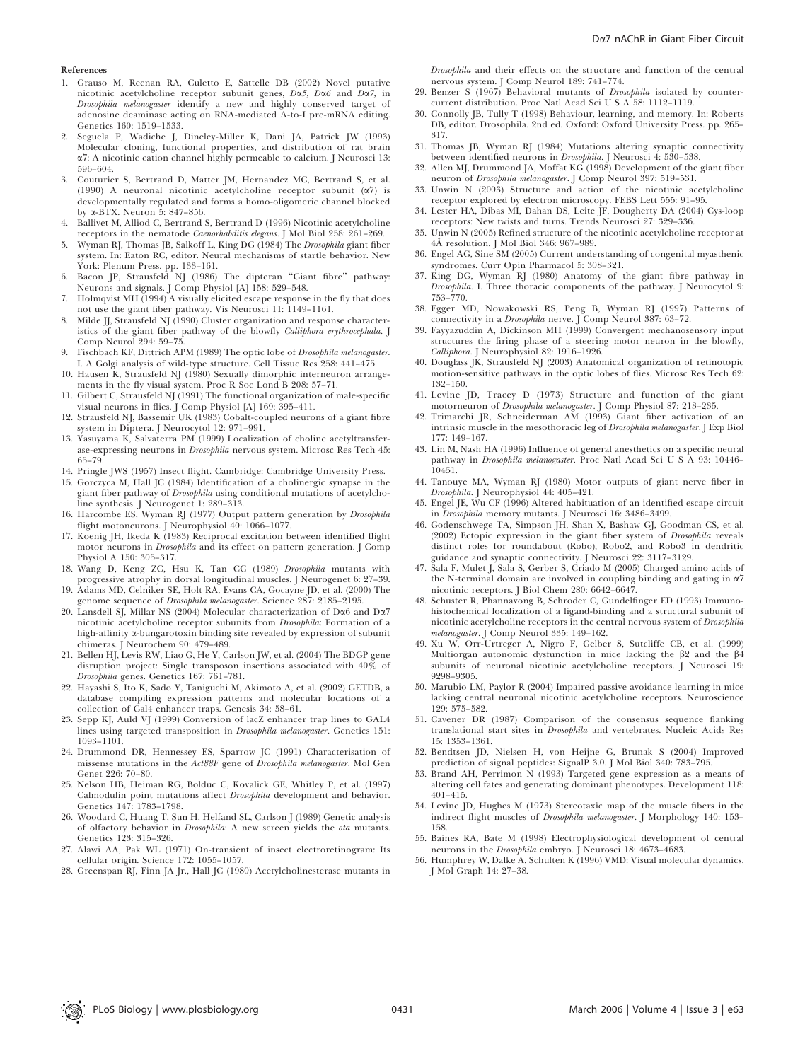#### References

1. Grauso M, Reenan RA, Culetto E, Sattelle DB (2002) Novel putative nicotinic acetylcholine receptor subunit genes, *Dα5*, *Dα6* and *Dα7*, in *Drosophila melanogaster* identify a new and highly conserved target of adenosine deaminase acting on RNA-mediated A-to-I pre-mRNA editing. Genetics 160: 1519–1533.
2. Seguela P, Wadiche J, Dineley-Miller K, Dani JA, Patrick JW (1993) Molecular cloning, functional properties, and distribution of rat brain α7: A nicotinic cation channel highly permeable to calcium. J Neurosci 13: 596–604.
3. Couturier S, Bertrand D, Matter JM, Hernandez MC, Bertrand S, et al. (1990) A neuronal nicotinic acetylcholine receptor subunit (α7) is developmentally regulated and forms a homo-oligomeric channel blocked by α-BTX. Neuron 5: 847–856.
4. Ballivet M, Alliod C, Bertrand S, Bertrand D (1996) Nicotinic acetylcholine receptors in the nematode *Caenorhabditis elegans*. J Mol Biol 258: 261–269.
5. Wyman RJ, Thomas JB, Salkoff L, King DG (1984) The *Drosophila* giant fiber system. In: Eaton RC, editor. Neural mechanisms of startle behavior. New York: Plenum Press. pp. 133–161.
6. Bacon JP, Strausfeld NJ (1986) The dipteran "Giant fibre" pathway: Neurons and signals. J Comp Physiol [A] 158: 529–548.
7. Holmqvist MH (1994) A visually elicited escape response in the fly that does not use the giant fiber pathway. Vis Neurosci 11: 1149–1161.
8. Milde JJ, Strausfeld NJ (1990) Cluster organization and response characteristics of the giant fiber pathway of the blowfly *Calliphora erythrocephala*. J Comp Neurol 294: 59–75.
9. Fischbach KF, Dittrich APM (1989) The optic lobe of *Drosophila melanogaster*. I. A Golgi analysis of wild-type structure. Cell Tissue Res 258: 441–475.
10. Hausen K, Strausfeld NJ (1980) Sexually dimorphic interneuron arrangements in the fly visual system. Proc R Soc Lond B 208: 57–71.
11. Gilbert C, Strausfeld NJ (1991) The functional organization of male-specific visual neurons in flies. J Comp Physiol [A] 169: 395–411.
12. Strausfeld NJ, Bassemir UK (1983) Cobalt-coupled neurons of a giant fibre system in Diptera. J Neurocytol 12: 971–991.
13. Yasuyama K, Salvaterra PM (1999) Localization of choline acetyltransferase-expressing neurons in *Drosophila* nervous system. Microsc Res Tech 45: 65–79.
14. Pringle JWS (1957) Insect flight. Cambridge: Cambridge University Press.
15. Gorczyca M, Hall JC (1984) Identification of a cholinergic synapse in the giant fiber pathway of *Drosophila* using conditional mutations of acetylcholine synthesis. J Neurogenet 1: 289–313.
16. Harcombe ES, Wyman RJ (1977) Output pattern generation by *Drosophila* flight motoneurons. J Neurophysiol 40: 1066–1077.
17. Koenig JH, Ikeda K (1983) Reciprocal excitation between identified flight motor neurons in *Drosophila* and its effect on pattern generation. J Comp Physiol A 150: 305–317.
18. Wang D, Keng ZC, Hsu K, Tan CC (1989) *Drosophila* mutants with progressive atrophy in dorsal longitudinal muscles. J Neurogenet 6: 27–39.
19. Adams MD, Celniker SE, Holt RA, Evans CA, Gocayne JD, et al. (2000) The genome sequence of *Drosophila melanogaster*. Science 287: 2185–2195.
20. Lansdell SJ, Millar NS (2004) Molecular characterization of Dα6 and Dα7 nicotinic acetylcholine receptor subunits from *Drosophila*: Formation of a high-affinity α-bungarotoxin binding site revealed by expression of subunit chimeras. J Neurochem 90: 479–489.
21. Bellen HJ, Levis RW, Liao G, He Y, Carlson JW, et al. (2004) The BDGP gene disruption project: Single transposon insertions associated with 40% of *Drosophila* genes. Genetics 167: 761–781.
22. Hayashi S, Ito K, Sado Y, Taniguchi M, Akimoto A, et al. (2002) GETDB, a database compiling expression patterns and molecular locations of a collection of Gal4 enhancer traps. Genesis 34: 58–61.
23. Sepp KJ, Auld VJ (1999) Conversion of lacZ enhancer trap lines to GAL4 lines using targeted transposition in *Drosophila melanogaster*. Genetics 151: 1093–1101.
24. Drummond DR, Hennessey ES, Sparrow JC (1991) Characterisation of missense mutations in the *Act88F* gene of *Drosophila melanogaster*. Mol Gen Genet 226: 70–80.
25. Nelson HB, Heiman RG, Bolduc C, Kovalick GE, Whitley P, et al. (1997) Calmodulin point mutations affect *Drosophila* development and behavior. Genetics 147: 1783–1798.
26. Woodard C, Huang T, Sun H, Helfand SL, Carlson J (1989) Genetic analysis of olfactory behavior in *Drosophila*: A new screen yields the *ota* mutants. Genetics 123: 315–326.
27. Alawi AA, Pak WL (1971) On-transient of insect electroretinogram: Its cellular origin. Science 172: 1055–1057.
28. Greenspan RJ, Finn JA Jr., Hall JC (1980) Acetylcholinesterase mutants in *Drosophila* and their effects on the structure and function of the central nervous system. J Comp Neurol 189: 741–774.
29. Benzer S (1967) Behavioral mutants of *Drosophila* isolated by countercurrent distribution. Proc Natl Acad Sci U S A 58: 1112–1119.
30. Connolly JB, Tully T (1998) Behaviour, learning, and memory. In: Roberts DB, editor. Drosophila. 2nd ed. Oxford: Oxford University Press. pp. 265–317.
31. Thomas JB, Wyman RJ (1984) Mutations altering synaptic connectivity between identified neurons in *Drosophila*. J Neurosci 4: 530–538.
32. Allen MJ, Drummond JA, Moffat KG (1998) Development of the giant fiber neuron of *Drosophila melanogaster*. J Comp Neurol 397: 519–531.
33. Unwin N (2003) Structure and action of the nicotinic acetylcholine receptor explored by electron microscopy. FEBS Lett 555: 91–95.
34. Lester HA, Dibas MI, Dahan DS, Leite JF, Dougherty DA (2004) Cys-loop receptors: New twists and turns. Trends Neurosci 27: 329–336.
35. Unwin N (2005) Refined structure of the nicotinic acetylcholine receptor at 4Å resolution. J Mol Biol 346: 967–989.
36. Engel AG, Sine SM (2005) Current understanding of congenital myasthenic syndromes. Curr Opin Pharmacol 5: 308–321.
37. King DG, Wyman RJ (1980) Anatomy of the giant fibre pathway in *Drosophila*. I. Three thoracic components of the pathway. J Neurocytol 9: 753–770.
38. Egger MD, Nowakowski RS, Peng B, Wyman RJ (1997) Patterns of connectivity in a *Drosophila* nerve. J Comp Neurol 387: 63–72.
39. Fayyazuddin A, Dickinson MH (1999) Convergent mechanosensory input structures the firing phase of a steering motor neuron in the blowfly, *Calliphora*. J Neurophysiol 82: 1916–1926.
40. Douglass JK, Strausfeld NJ (2003) Anatomical organization of retinotopic motion-sensitive pathways in the optic lobes of flies. Microsc Res Tech 62: 132–150.
41. Levine JD, Tracey D (1973) Structure and function of the giant motorneuron of *Drosophila melanogaster*. J Comp Physiol 87: 213–235.
42. Trimarchi JR, Schneiderman AM (1993) Giant fiber activation of an intrinsic muscle in the mesothoracic leg of *Drosophila melanogaster*. J Exp Biol 177: 149–167.
43. Lin M, Nash HA (1996) Influence of general anesthetics on a specific neural pathway in *Drosophila melanogaster*. Proc Natl Acad Sci U S A 93: 10446–10451.
44. Tanouye MA, Wyman RJ (1980) Motor outputs of giant nerve fiber in *Drosophila*. J Neurophysiol 44: 405–421.
45. Engel JE, Wu CF (1996) Altered habituation of an identified escape circuit in *Drosophila* memory mutants. J Neurosci 16: 3486–3499.
46. Godenschwege TA, Simpson JH, Shan X, Bashaw GJ, Goodman CS, et al. (2002) Ectopic expression in the giant fiber system of *Drosophila* reveals distinct roles for roundabout (Robo), Robo2, and Robo3 in dendritic guidance and synaptic connectivity. J Neurosci 22: 3117–3129.
47. Sala F, Mulet J, Sala S, Gerber S, Criado M (2005) Charged amino acids of the N-terminal domain are involved in coupling binding and gating in α7 nicotinic receptors. J Biol Chem 280: 6642–6647.
48. Schuster R, Phannavong B, Schroder C, Gundelfinger ED (1993) Immunohistochemical localization of a ligand-binding and a structural subunit of nicotinic acetylcholine receptors in the central nervous system of *Drosophila melanogaster*. J Comp Neurol 335: 149–162.
49. Xu W, Orr-Urtreger A, Nigro F, Gelber S, Sutcliffe CB, et al. (1999) Multiorgan autonomic dysfunction in mice lacking the β2 and the β4 subunits of neuronal nicotinic acetylcholine receptors. J Neurosci 19: 9298–9305.
50. Marubio LM, Paylor R (2004) Impaired passive avoidance learning in mice lacking central neuronal nicotinic acetylcholine receptors. Neuroscience 129: 575–582.
51. Cavener DR (1987) Comparison of the consensus sequence flanking translational start sites in *Drosophila* and vertebrates. Nucleic Acids Res 15: 1353–1361.
52. Bendtsen JD, Nielsen H, von Heijne G, Brunak S (2004) Improved prediction of signal peptides: SignalP 3.0. J Mol Biol 340: 783–795.
53. Brand AH, Perrimon N (1993) Targeted gene expression as a means of altering cell fates and generating dominant phenotypes. Development 118: 401–415.
54. Levine JD, Hughes M (1973) Stereotaxic map of the muscle fibers in the indirect flight muscles of *Drosophila melanogaster*. J Morphology 140: 153–158.
55. Baines RA, Bate M (1998) Electrophysiological development of central neurons in the *Drosophila* embryo. J Neurosci 18: 4673–4683.
56. Humphrey W, Dalke A, Schulten K (1996) VMD: Visual molecular dynamics. J Mol Graph 14: 27–38.